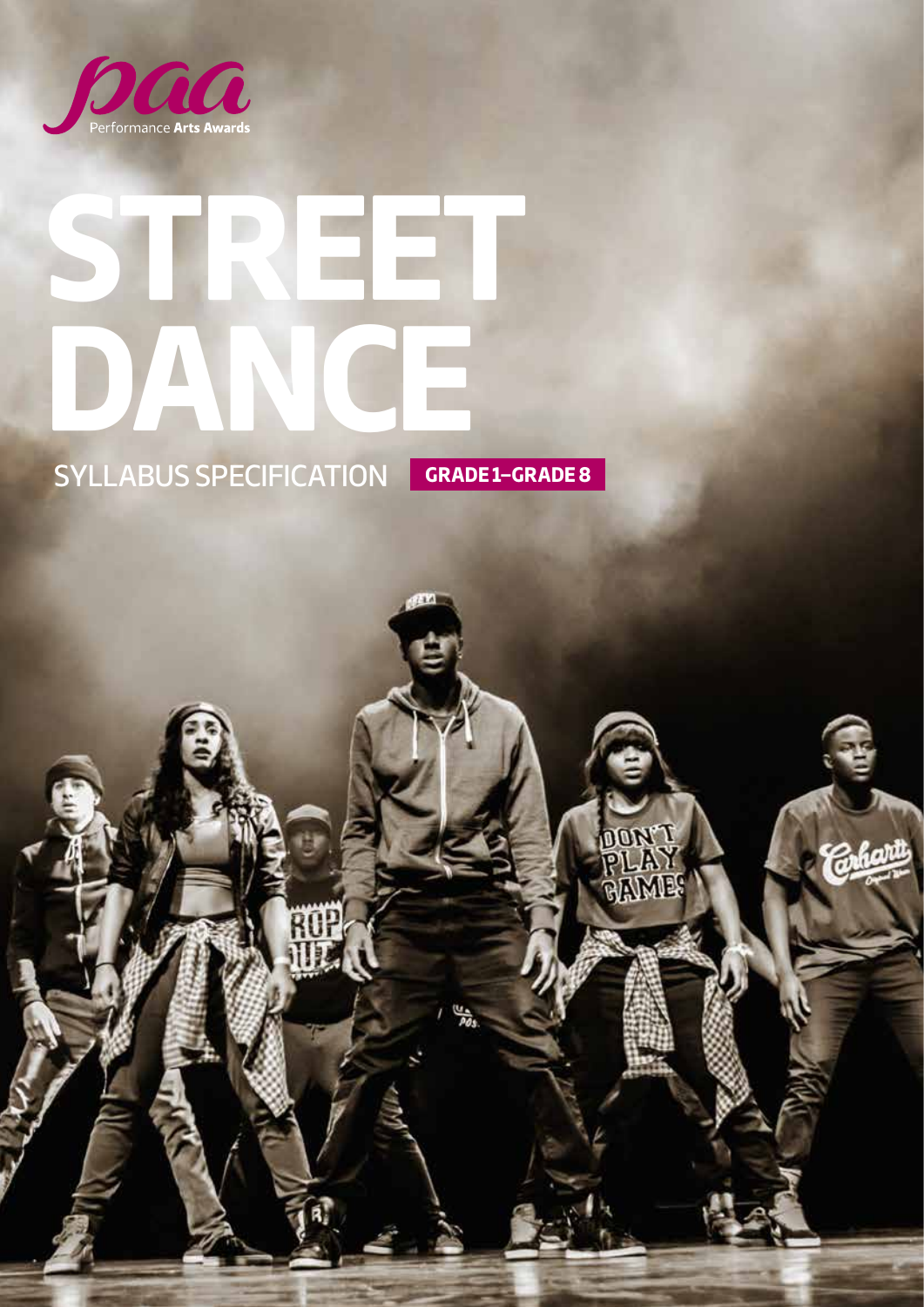paa
Performance **Arts Awards**

# STREET DANCE

## SYLLABUS SPECIFICATION

**GRADE 1–GRADE 8**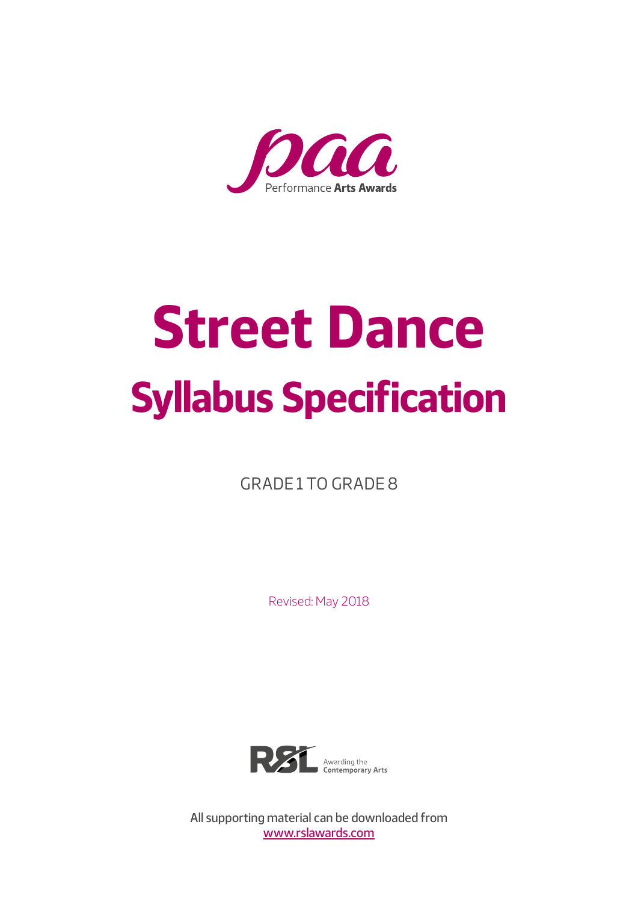paa
Performance **Arts Awards**

# Street Dance

## Syllabus Specification

GRADE 1 TO GRADE 8

Revised: May 2018

RSL Awarding the Contemporary Arts

All supporting material can be downloaded from
[www.rslawards.com](http://www.rslawards.com)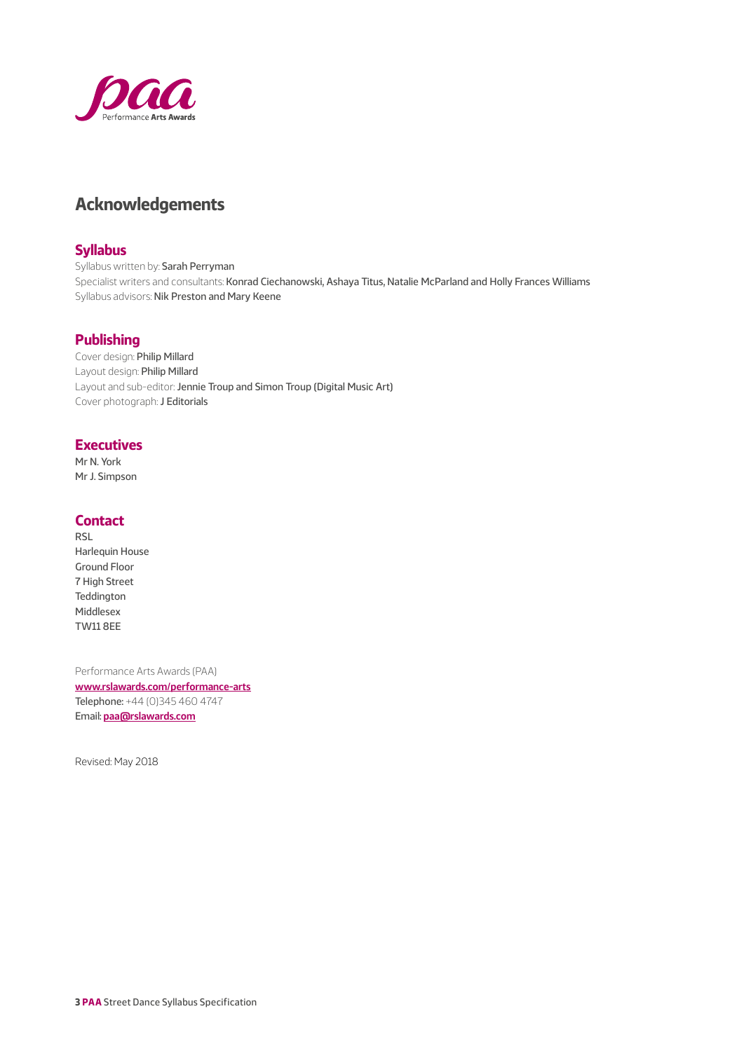# Acknowledgements

## Syllabus

Syllabus written by: Sarah Perryman
Specialist writers and consultants: Konrad Ciechanowski, Ashaya Titus, Natalie McParland and Holly Frances Williams
Syllabus advisors: Nik Preston and Mary Keene

## Publishing

Cover design: Philip Millard
Layout design: Philip Millard
Layout and sub-editor: Jennie Troup and Simon Troup (Digital Music Art)
Cover photograph: J Editorials

## Executives

Mr N. York
Mr J. Simpson

## Contact

RSL
Harlequin House
Ground Floor
7 High Street
Teddington
Middlesex
TW11 8EE

Performance Arts Awards (PAA)
**www.rslawards.com/performance-arts**
Telephone: +44 (0)345 460 4747
Email: **paa@rslawards.com**

Revised: May 2018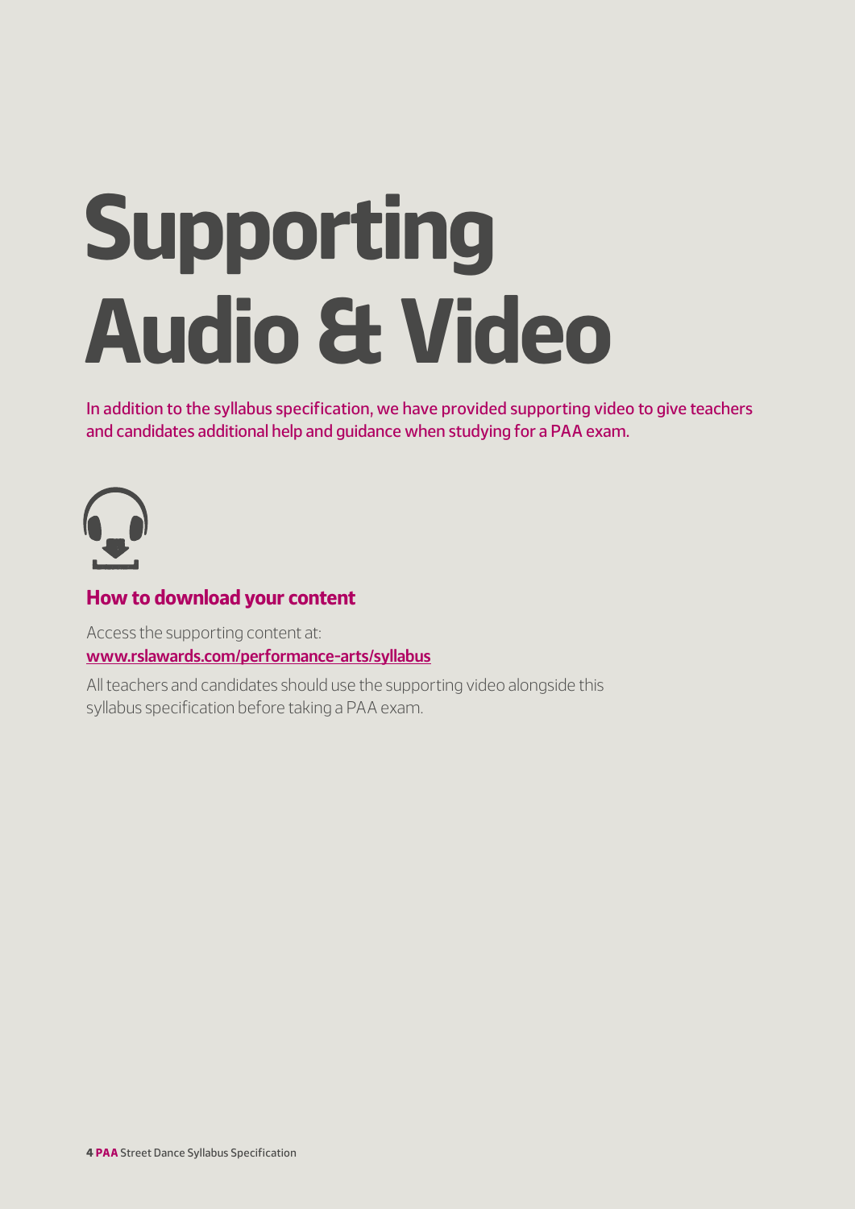# Supporting Audio & Video

In addition to the syllabus specification, we have provided supporting video to give teachers and candidates additional help and guidance when studying for a PAA exam.

## How to download your content

Access the supporting content at:
**www.rslawards.com/performance-arts/syllabus**

All teachers and candidates should use the supporting video alongside this syllabus specification before taking a PAA exam.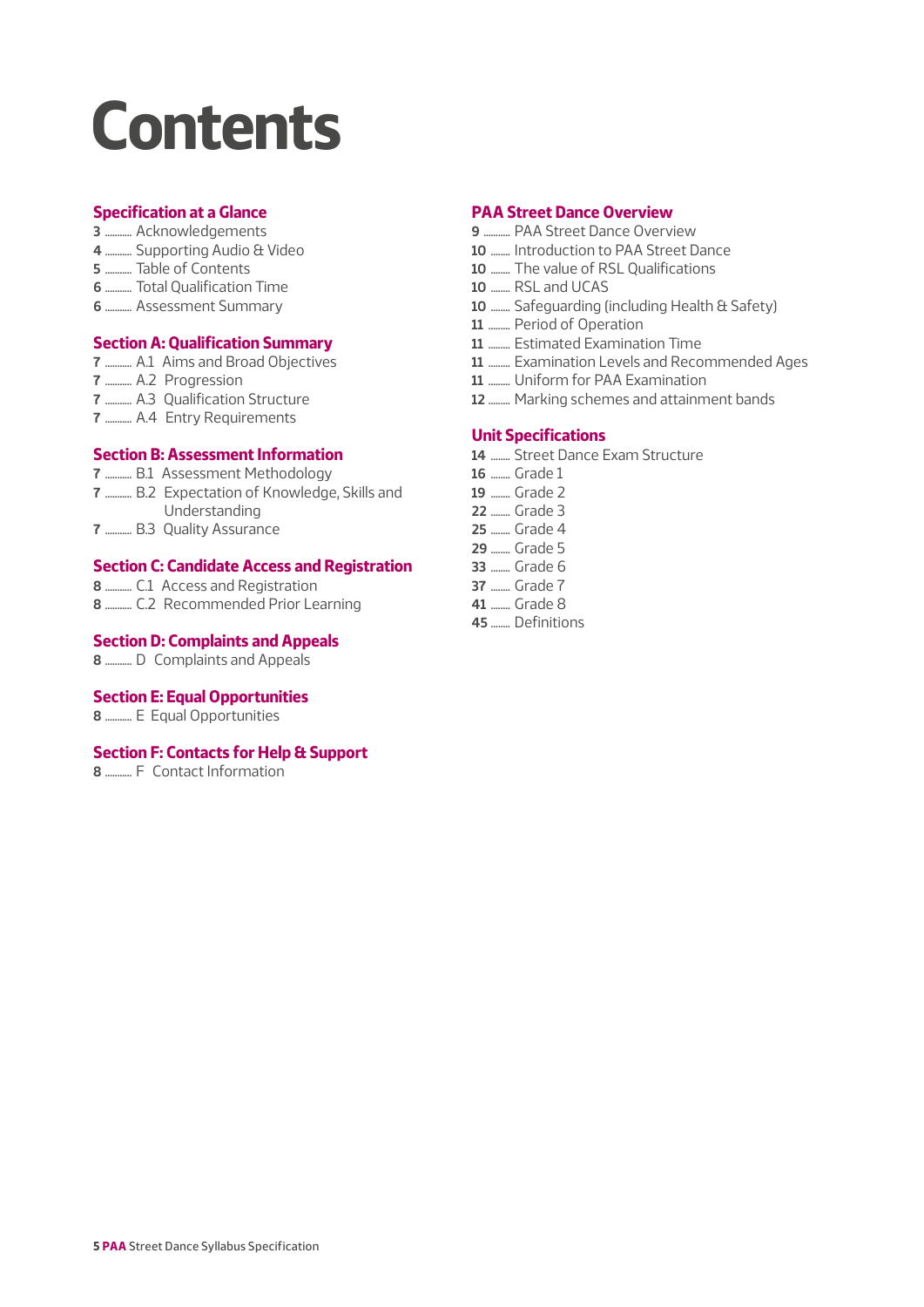# Contents

## Specification at a Glance

- **3** ........ Acknowledgements
- **4** ........ Supporting Audio & Video
- **5** ........ Table of Contents
- **6** ........ Total Qualification Time
- **6** ........ Assessment Summary

## Section A: Qualification Summary

- **7** ........ A.1 Aims and Broad Objectives
- **7** ........ A.2 Progression
- **7** ........ A.3 Qualification Structure
- **7** ........ A.4 Entry Requirements

## Section B: Assessment Information

- **7** ........ B.1 Assessment Methodology
- **7** ........ B.2 Expectation of Knowledge, Skills and Understanding
- **7** ........ B.3 Quality Assurance

## Section C: Candidate Access and Registration

- **8** ........ C.1 Access and Registration
- **8** ........ C.2 Recommended Prior Learning

## Section D: Complaints and Appeals

- **8** ........ D Complaints and Appeals

## Section E: Equal Opportunities

- **8** ........ E Equal Opportunities

## Section F: Contacts for Help & Support

- **8** ........ F Contact Information

## PAA Street Dance Overview

- **9** ........ PAA Street Dance Overview
- **10** ........ Introduction to PAA Street Dance
- **10** ........ The value of RSL Qualifications
- **10** ........ RSL and UCAS
- **10** ........ Safeguarding (including Health & Safety)
- **11** ........ Period of Operation
- **11** ........ Estimated Examination Time
- **11** ........ Examination Levels and Recommended Ages
- **11** ........ Uniform for PAA Examination
- **12** ........ Marking schemes and attainment bands

## Unit Specifications

- **14** ........ Street Dance Exam Structure
- **16** ........ Grade 1
- **19** ........ Grade 2
- **22** ........ Grade 3
- **25** ........ Grade 4
- **29** ........ Grade 5
- **33** ........ Grade 6
- **37** ........ Grade 7
- **41** ........ Grade 8
- **45** ........ Definitions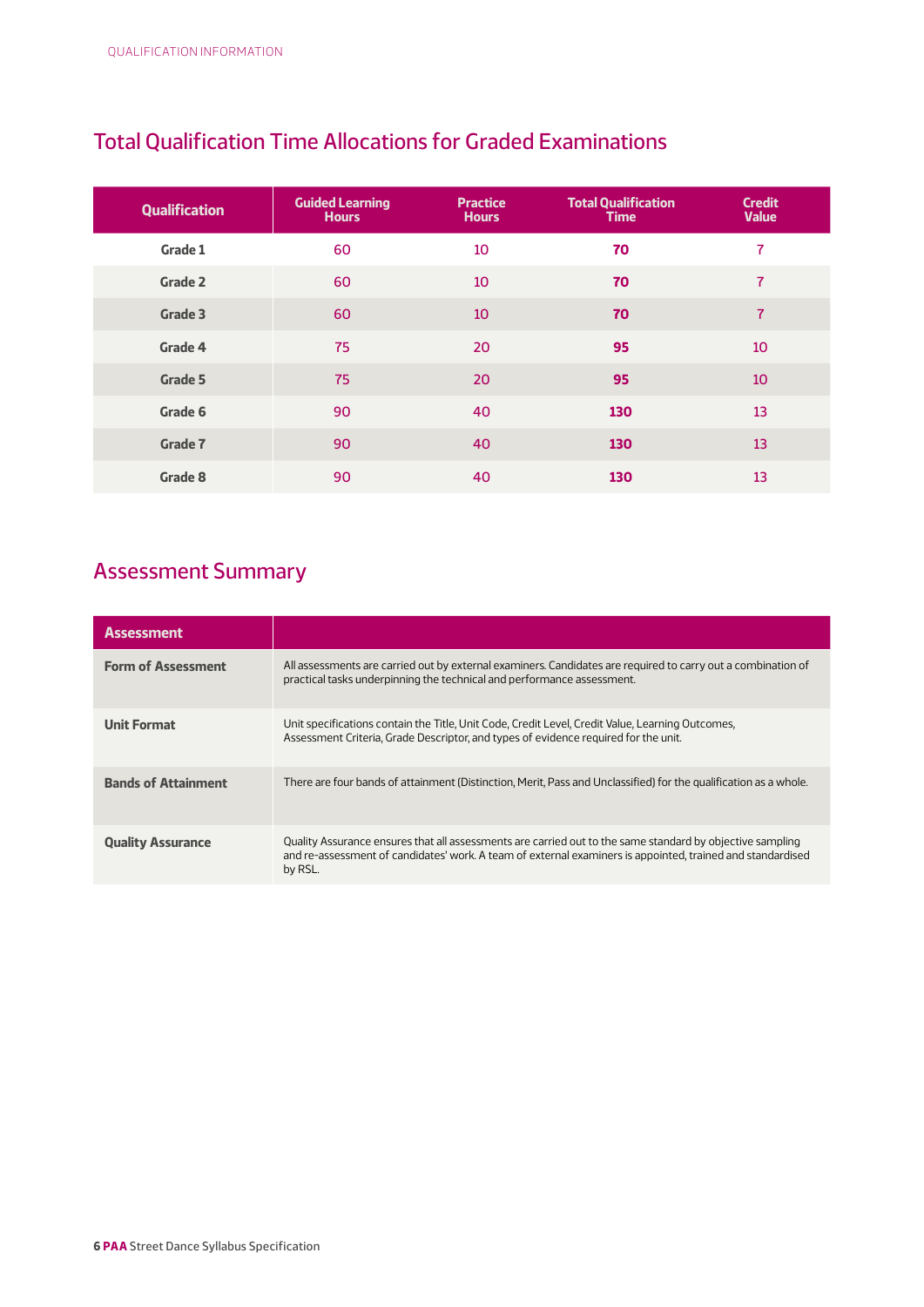## Total Qualification Time Allocations for Graded Examinations

| Qualification | Guided Learning Hours | Practice Hours | Total Qualification Time | Credit Value |
|---|---|---|---|---|
| Grade 1 | 60 | 10 | **70** | 7 |
| Grade 2 | 60 | 10 | **70** | 7 |
| Grade 3 | 60 | 10 | **70** | 7 |
| Grade 4 | 75 | 20 | **95** | 10 |
| Grade 5 | 75 | 20 | **95** | 10 |
| Grade 6 | 90 | 40 | **130** | 13 |
| Grade 7 | 90 | 40 | **130** | 13 |
| Grade 8 | 90 | 40 | **130** | 13 |

## Assessment Summary

| Assessment | |
|---|---|
| **Form of Assessment** | All assessments are carried out by external examiners. Candidates are required to carry out a combination of practical tasks underpinning the technical and performance assessment. |
| **Unit Format** | Unit specifications contain the Title, Unit Code, Credit Level, Credit Value, Learning Outcomes, Assessment Criteria, Grade Descriptor, and types of evidence required for the unit. |
| **Bands of Attainment** | There are four bands of attainment (Distinction, Merit, Pass and Unclassified) for the qualification as a whole. |
| **Quality Assurance** | Quality Assurance ensures that all assessments are carried out to the same standard by objective sampling and re-assessment of candidates' work. A team of external examiners is appointed, trained and standardised by RSL. |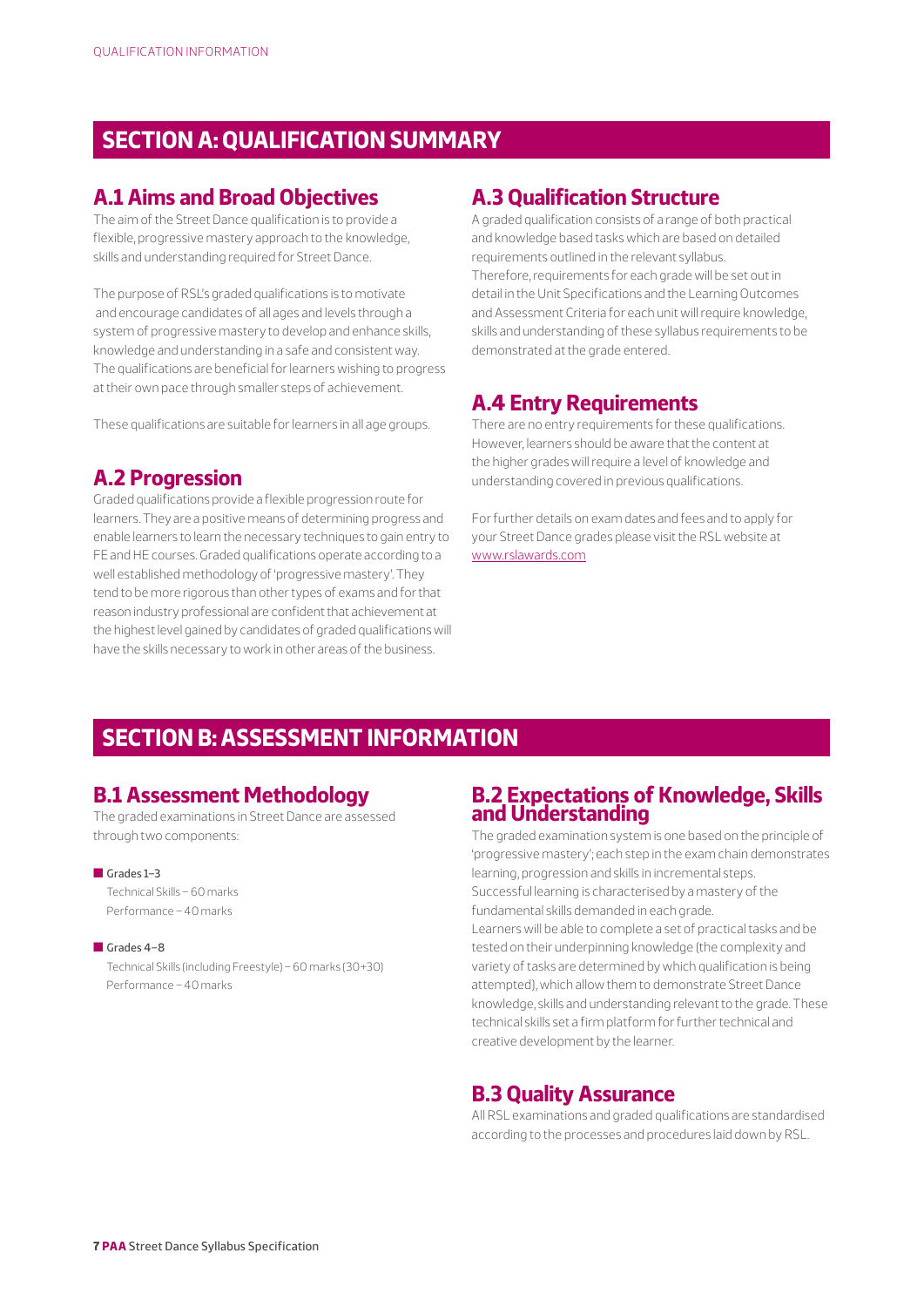## SECTION A: QUALIFICATION SUMMARY

### A.1 Aims and Broad Objectives

The aim of the Street Dance qualification is to provide a flexible, progressive mastery approach to the knowledge, skills and understanding required for Street Dance.

The purpose of RSL's graded qualifications is to motivate and encourage candidates of all ages and levels through a system of progressive mastery to develop and enhance skills, knowledge and understanding in a safe and consistent way. The qualifications are beneficial for learners wishing to progress at their own pace through smaller steps of achievement.

These qualifications are suitable for learners in all age groups.

### A.2 Progression

Graded qualifications provide a flexible progression route for learners. They are a positive means of determining progress and enable learners to learn the necessary techniques to gain entry to FE and HE courses. Graded qualifications operate according to a well established methodology of 'progressive mastery'. They tend to be more rigorous than other types of exams and for that reason industry professional are confident that achievement at the highest level gained by candidates of graded qualifications will have the skills necessary to work in other areas of the business.

### A.3 Qualification Structure

A graded qualification consists of a range of both practical and knowledge based tasks which are based on detailed requirements outlined in the relevant syllabus. Therefore, requirements for each grade will be set out in detail in the Unit Specifications and the Learning Outcomes and Assessment Criteria for each unit will require knowledge, skills and understanding of these syllabus requirements to be demonstrated at the grade entered.

### A.4 Entry Requirements

There are no entry requirements for these qualifications. However, learners should be aware that the content at the higher grades will require a level of knowledge and understanding covered in previous qualifications.

For further details on exam dates and fees and to apply for your Street Dance grades please visit the RSL website at www.rslawards.com

## SECTION B: ASSESSMENT INFORMATION

### B.1 Assessment Methodology

The graded examinations in Street Dance are assessed through two components:

- Grades 1–3
  Technical Skills – 60 marks
  Performance – 40 marks

- Grades 4–8
  Technical Skills (including Freestyle) – 60 marks (30+30)
  Performance – 40 marks

### B.2 Expectations of Knowledge, Skills and Understanding

The graded examination system is one based on the principle of 'progressive mastery'; each step in the exam chain demonstrates learning, progression and skills in incremental steps. Successful learning is characterised by a mastery of the fundamental skills demanded in each grade.
Learners will be able to complete a set of practical tasks and be tested on their underpinning knowledge (the complexity and variety of tasks are determined by which qualification is being attempted), which allow them to demonstrate Street Dance knowledge, skills and understanding relevant to the grade. These technical skills set a firm platform for further technical and creative development by the learner.

### B.3 Quality Assurance

All RSL examinations and graded qualifications are standardised according to the processes and procedures laid down by RSL.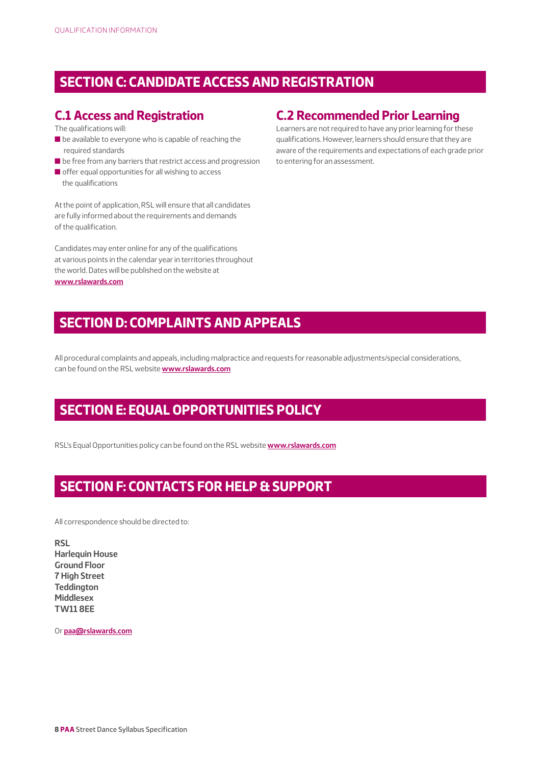## SECTION C: CANDIDATE ACCESS AND REGISTRATION

### C.1 Access and Registration

The qualifications will:

- be available to everyone who is capable of reaching the required standards
- be free from any barriers that restrict access and progression
- offer equal opportunities for all wishing to access the qualifications

At the point of application, RSL will ensure that all candidates are fully informed about the requirements and demands of the qualification.

Candidates may enter online for any of the qualifications at various points in the calendar year in territories throughout the world. Dates will be published on the website at **www.rslawards.com**

### C.2 Recommended Prior Learning

Learners are not required to have any prior learning for these qualifications. However, learners should ensure that they are aware of the requirements and expectations of each grade prior to entering for an assessment.

## SECTION D: COMPLAINTS AND APPEALS

All procedural complaints and appeals, including malpractice and requests for reasonable adjustments/special considerations, can be found on the RSL website **www.rslawards.com**

## SECTION E: EQUAL OPPORTUNITIES POLICY

RSL's Equal Opportunities policy can be found on the RSL website **www.rslawards.com**

## SECTION F: CONTACTS FOR HELP & SUPPORT

All correspondence should be directed to:

**RSL**
**Harlequin House**
**Ground Floor**
**7 High Street**
**Teddington**
**Middlesex**
**TW11 8EE**

Or **paa@rslawards.com**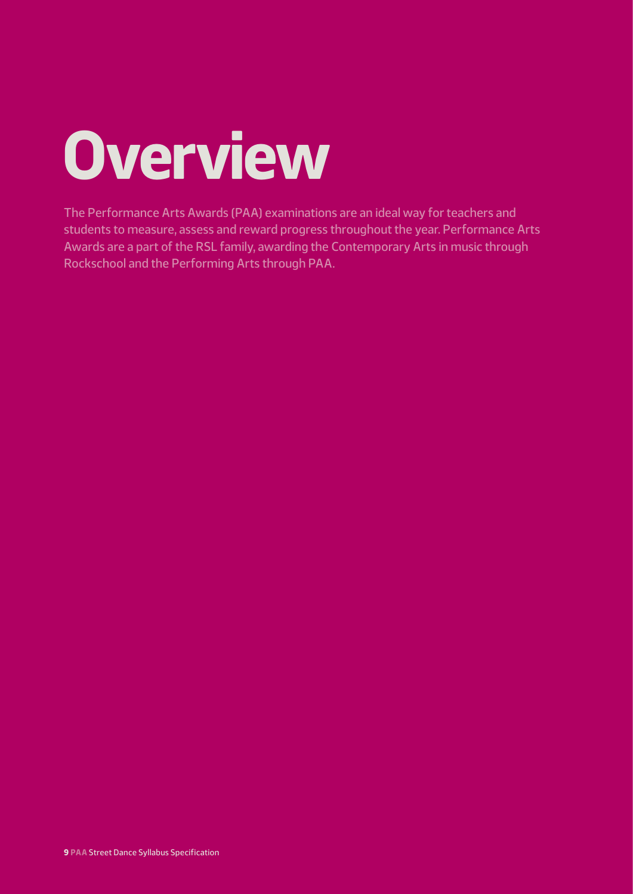# Overview

The Performance Arts Awards (PAA) examinations are an ideal way for teachers and students to measure, assess and reward progress throughout the year. Performance Arts Awards are a part of the RSL family, awarding the Contemporary Arts in music through Rockschool and the Performing Arts through PAA.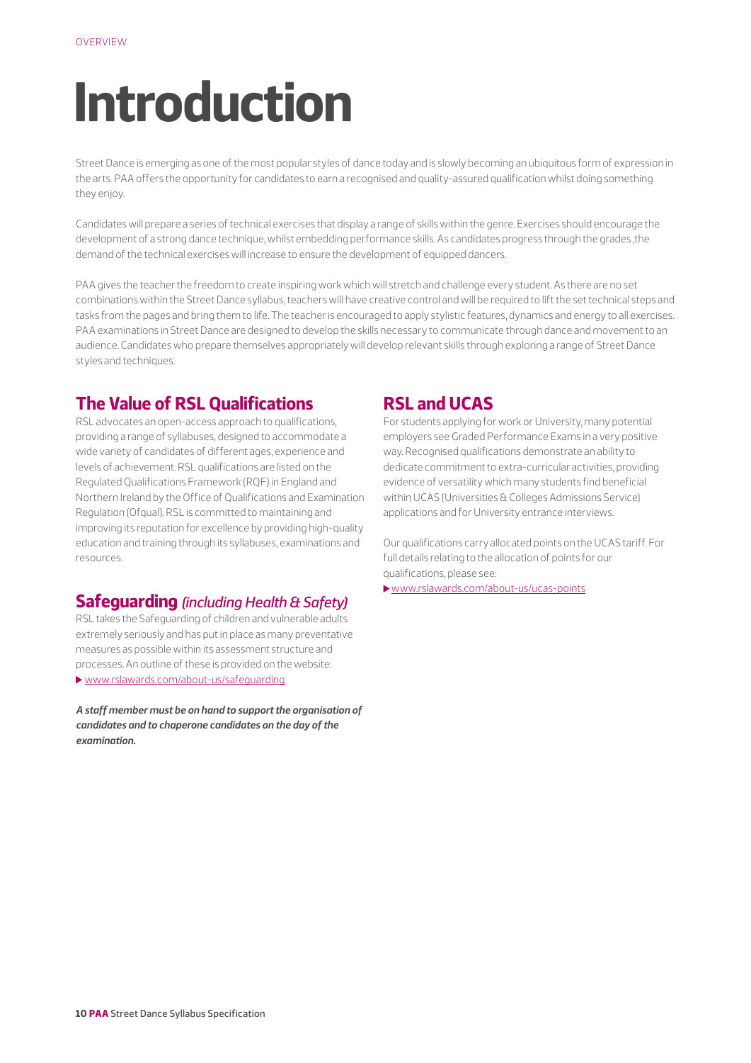OVERVIEW

# Introduction

Street Dance is emerging as one of the most popular styles of dance today and is slowly becoming an ubiquitous form of expression in the arts. PAA offers the opportunity for candidates to earn a recognised and quality-assured qualification whilst doing something they enjoy.

Candidates will prepare a series of technical exercises that display a range of skills within the genre. Exercises should encourage the development of a strong dance technique, whilst embedding performance skills. As candidates progress through the grades ,the demand of the technical exercises will increase to ensure the development of equipped dancers.

PAA gives the teacher the freedom to create inspiring work which will stretch and challenge every student. As there are no set combinations within the Street Dance syllabus, teachers will have creative control and will be required to lift the set technical steps and tasks from the pages and bring them to life. The teacher is encouraged to apply stylistic features, dynamics and energy to all exercises. PAA examinations in Street Dance are designed to develop the skills necessary to communicate through dance and movement to an audience. Candidates who prepare themselves appropriately will develop relevant skills through exploring a range of Street Dance styles and techniques.

## The Value of RSL Qualifications

RSL advocates an open-access approach to qualifications, providing a range of syllabuses, designed to accommodate a wide variety of candidates of different ages, experience and levels of achievement. RSL qualifications are listed on the Regulated Qualifications Framework (RQF) in England and Northern Ireland by the Office of Qualifications and Examination Regulation (Ofqual). RSL is committed to maintaining and improving its reputation for excellence by providing high-quality education and training through its syllabuses, examinations and resources.

## Safeguarding *(including Health & Safety)*

RSL takes the Safeguarding of children and vulnerable adults extremely seriously and has put in place as many preventative measures as possible within its assessment structure and processes. An outline of these is provided on the website:

▶ www.rslawards.com/about-us/safeguarding

***A staff member must be on hand to support the organisation of candidates and to chaperone candidates on the day of the examination.***

## RSL and UCAS

For students applying for work or University, many potential employers see Graded Performance Exams in a very positive way. Recognised qualifications demonstrate an ability to dedicate commitment to extra-curricular activities, providing evidence of versatility which many students find beneficial within UCAS (Universities & Colleges Admissions Service) applications and for University entrance interviews.

Our qualifications carry allocated points on the UCAS tariff. For full details relating to the allocation of points for our qualifications, please see:

▶ www.rslawards.com/about-us/ucas-points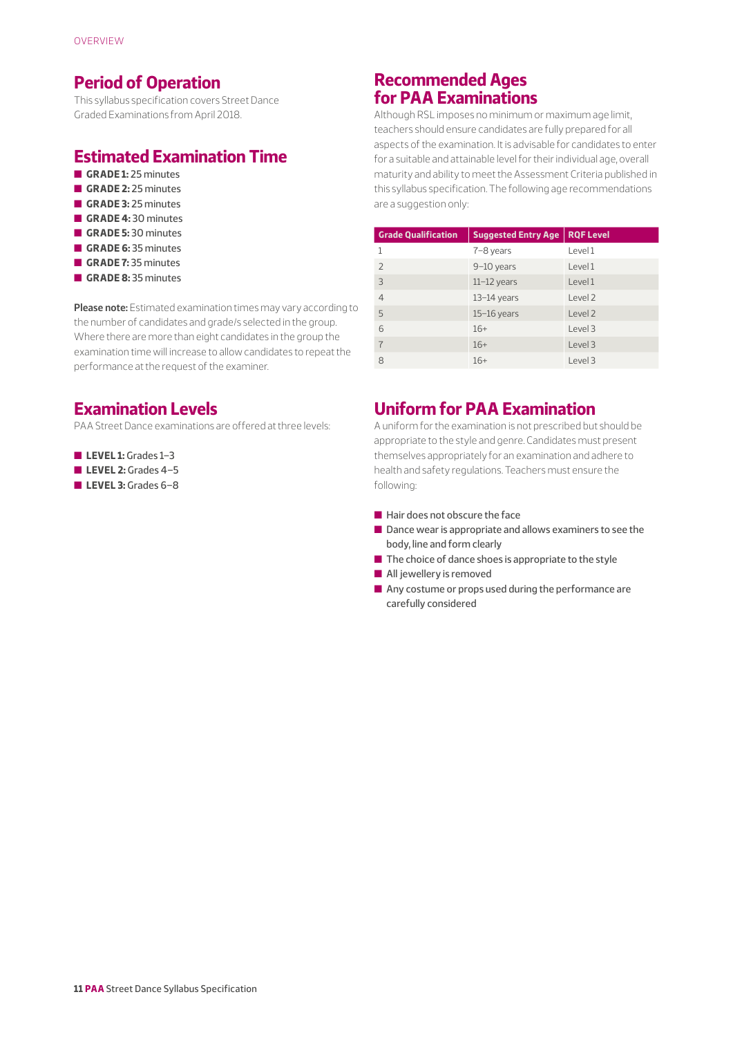## Period of Operation

This syllabus specification covers Street Dance Graded Examinations from April 2018.

## Estimated Examination Time

- **GRADE 1:** 25 minutes
- **GRADE 2:** 25 minutes
- **GRADE 3:** 25 minutes
- **GRADE 4:** 30 minutes
- **GRADE 5:** 30 minutes
- **GRADE 6:** 35 minutes
- **GRADE 7:** 35 minutes
- **GRADE 8:** 35 minutes

**Please note:** Estimated examination times may vary according to the number of candidates and grade/s selected in the group. Where there are more than eight candidates in the group the examination time will increase to allow candidates to repeat the performance at the request of the examiner.

## Examination Levels

PAA Street Dance examinations are offered at three levels:

- **LEVEL 1:** Grades 1–3
- **LEVEL 2:** Grades 4–5
- **LEVEL 3:** Grades 6–8

## Recommended Ages for PAA Examinations

Although RSL imposes no minimum or maximum age limit, teachers should ensure candidates are fully prepared for all aspects of the examination. It is advisable for candidates to enter for a suitable and attainable level for their individual age, overall maturity and ability to meet the Assessment Criteria published in this syllabus specification. The following age recommendations are a suggestion only:

| Grade Qualification | Suggested Entry Age | RQF Level |
| --- | --- | --- |
| 1 | 7–8 years | Level 1 |
| 2 | 9–10 years | Level 1 |
| 3 | 11–12 years | Level 1 |
| 4 | 13–14 years | Level 2 |
| 5 | 15–16 years | Level 2 |
| 6 | 16+ | Level 3 |
| 7 | 16+ | Level 3 |
| 8 | 16+ | Level 3 |

## Uniform for PAA Examination

A uniform for the examination is not prescribed but should be appropriate to the style and genre. Candidates must present themselves appropriately for an examination and adhere to health and safety regulations. Teachers must ensure the following:

- Hair does not obscure the face
- Dance wear is appropriate and allows examiners to see the body, line and form clearly
- The choice of dance shoes is appropriate to the style
- All jewellery is removed
- Any costume or props used during the performance are carefully considered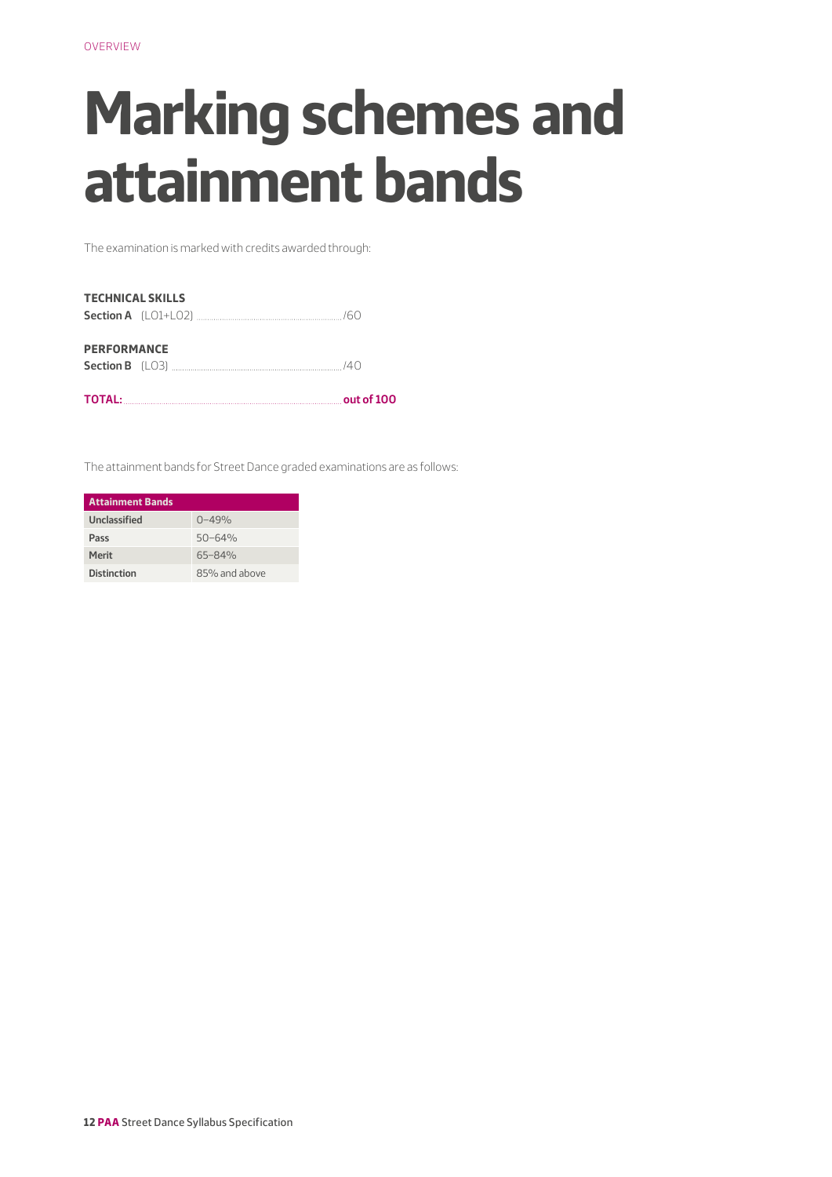OVERVIEW

# Marking schemes and attainment bands

The examination is marked with credits awarded through:

**TECHNICAL SKILLS**
**Section A** (LO1+LO2) ............................................................ /60

**PERFORMANCE**
**Section B** (LO3) ................................................................ /40

**TOTAL:** ................................................................................ **out of 100**

The attainment bands for Street Dance graded examinations are as follows:

| Attainment Bands | |
|---|---|
| **Unclassified** | 0–49% |
| **Pass** | 50–64% |
| **Merit** | 65–84% |
| **Distinction** | 85% and above |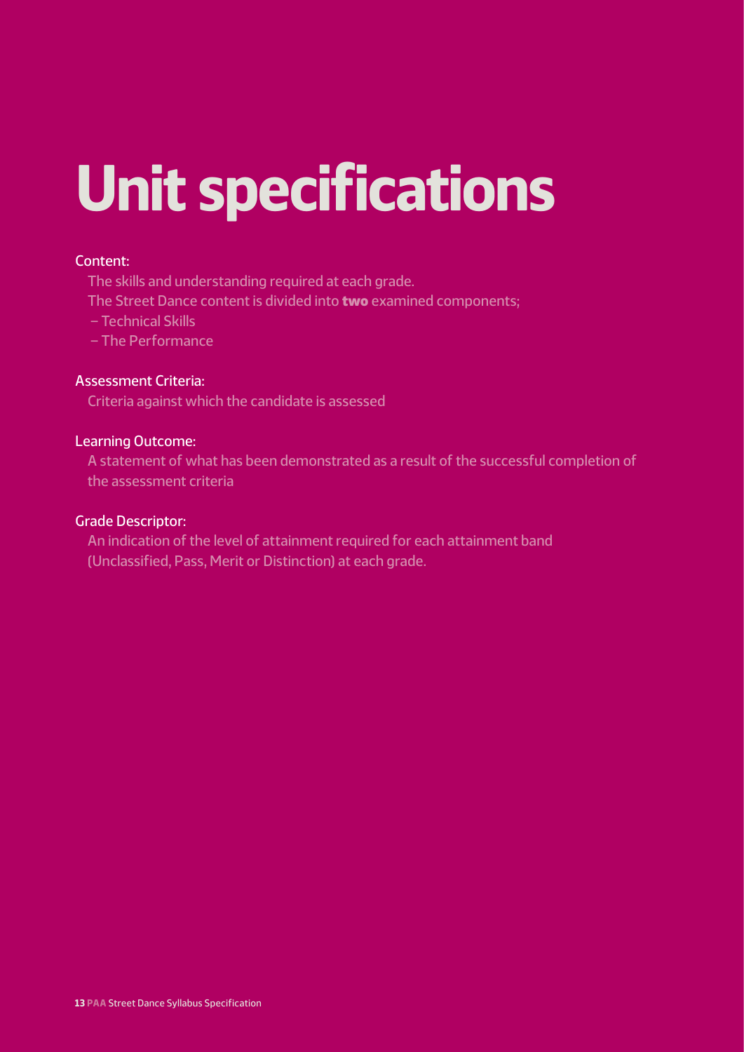# Unit specifications

Content:

The skills and understanding required at each grade.

The Street Dance content is divided into **two** examined components;

– Technical Skills

– The Performance

Assessment Criteria:

Criteria against which the candidate is assessed

Learning Outcome:

A statement of what has been demonstrated as a result of the successful completion of the assessment criteria

Grade Descriptor:

An indication of the level of attainment required for each attainment band (Unclassified, Pass, Merit or Distinction) at each grade.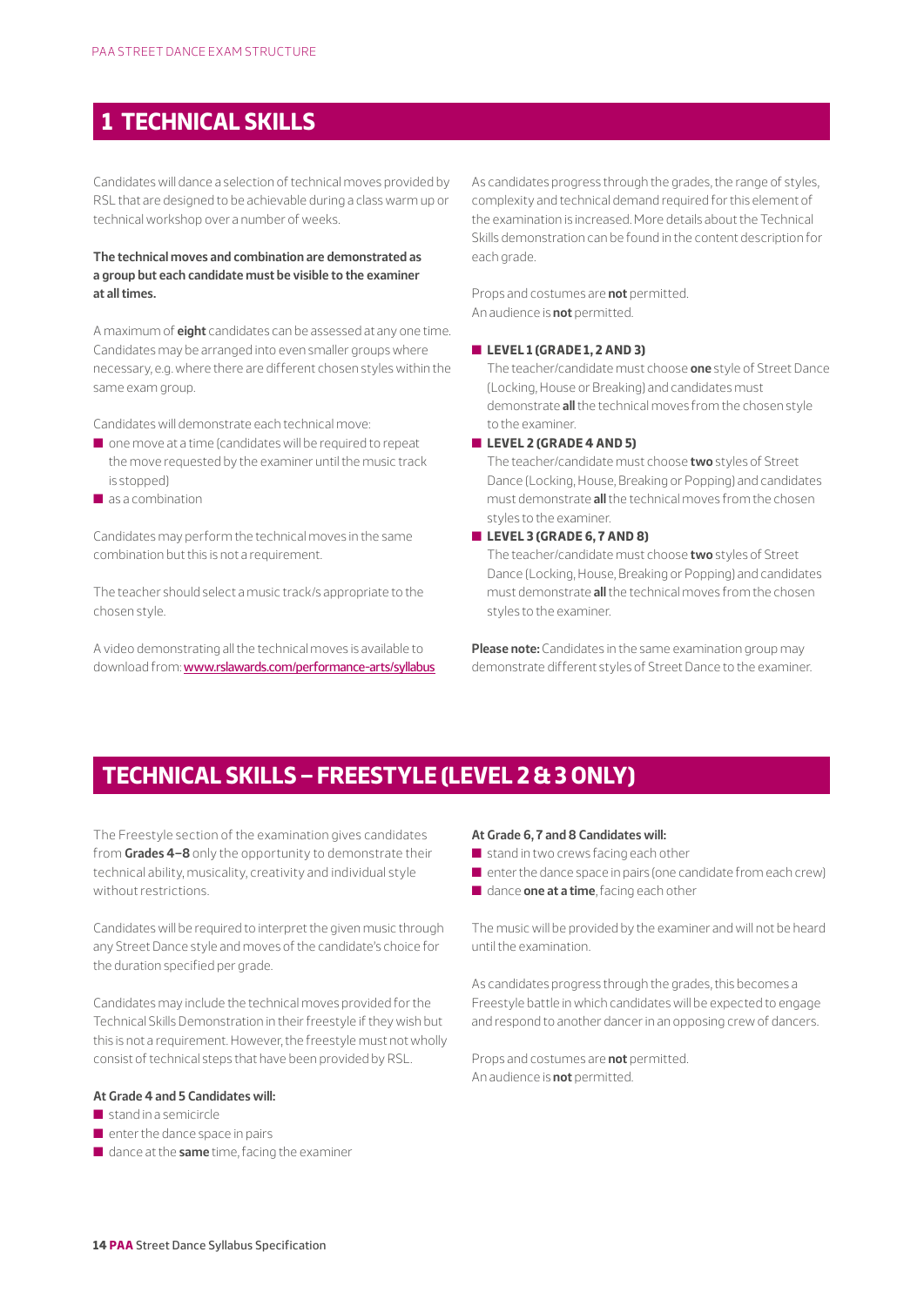## 1 TECHNICAL SKILLS

Candidates will dance a selection of technical moves provided by RSL that are designed to be achievable during a class warm up or technical workshop over a number of weeks.

**The technical moves and combination are demonstrated as a group but each candidate must be visible to the examiner at all times.**

A maximum of **eight** candidates can be assessed at any one time. Candidates may be arranged into even smaller groups where necessary, e.g. where there are different chosen styles within the same exam group.

Candidates will demonstrate each technical move:

- one move at a time (candidates will be required to repeat the move requested by the examiner until the music track is stopped)
- as a combination

Candidates may perform the technical moves in the same combination but this is not a requirement.

The teacher should select a music track/s appropriate to the chosen style.

A video demonstrating all the technical moves is available to download from: www.rslawards.com/performance-arts/syllabus

As candidates progress through the grades, the range of styles, complexity and technical demand required for this element of the examination is increased. More details about the Technical Skills demonstration can be found in the content description for each grade.

Props and costumes are **not** permitted.
An audience is **not** permitted.

- **LEVEL 1 (GRADE 1, 2 AND 3)**
  The teacher/candidate must choose **one** style of Street Dance (Locking, House or Breaking) and candidates must demonstrate **all** the technical moves from the chosen style to the examiner.
- **LEVEL 2 (GRADE 4 AND 5)**
  The teacher/candidate must choose **two** styles of Street Dance (Locking, House, Breaking or Popping) and candidates must demonstrate **all** the technical moves from the chosen styles to the examiner.
- **LEVEL 3 (GRADE 6, 7 AND 8)**
  The teacher/candidate must choose **two** styles of Street Dance (Locking, House, Breaking or Popping) and candidates must demonstrate **all** the technical moves from the chosen styles to the examiner.

**Please note:** Candidates in the same examination group may demonstrate different styles of Street Dance to the examiner.

## TECHNICAL SKILLS – FREESTYLE (LEVEL 2 & 3 ONLY)

The Freestyle section of the examination gives candidates from **Grades 4–8** only the opportunity to demonstrate their technical ability, musicality, creativity and individual style without restrictions.

Candidates will be required to interpret the given music through any Street Dance style and moves of the candidate's choice for the duration specified per grade.

Candidates may include the technical moves provided for the Technical Skills Demonstration in their freestyle if they wish but this is not a requirement. However, the freestyle must not wholly consist of technical steps that have been provided by RSL.

**At Grade 4 and 5 Candidates will:**

- stand in a semicircle
- enter the dance space in pairs
- dance at the **same** time, facing the examiner

**At Grade 6, 7 and 8 Candidates will:**

- stand in two crews facing each other
- enter the dance space in pairs (one candidate from each crew)
- dance **one at a time**, facing each other

The music will be provided by the examiner and will not be heard until the examination.

As candidates progress through the grades, this becomes a Freestyle battle in which candidates will be expected to engage and respond to another dancer in an opposing crew of dancers.

Props and costumes are **not** permitted.
An audience is **not** permitted.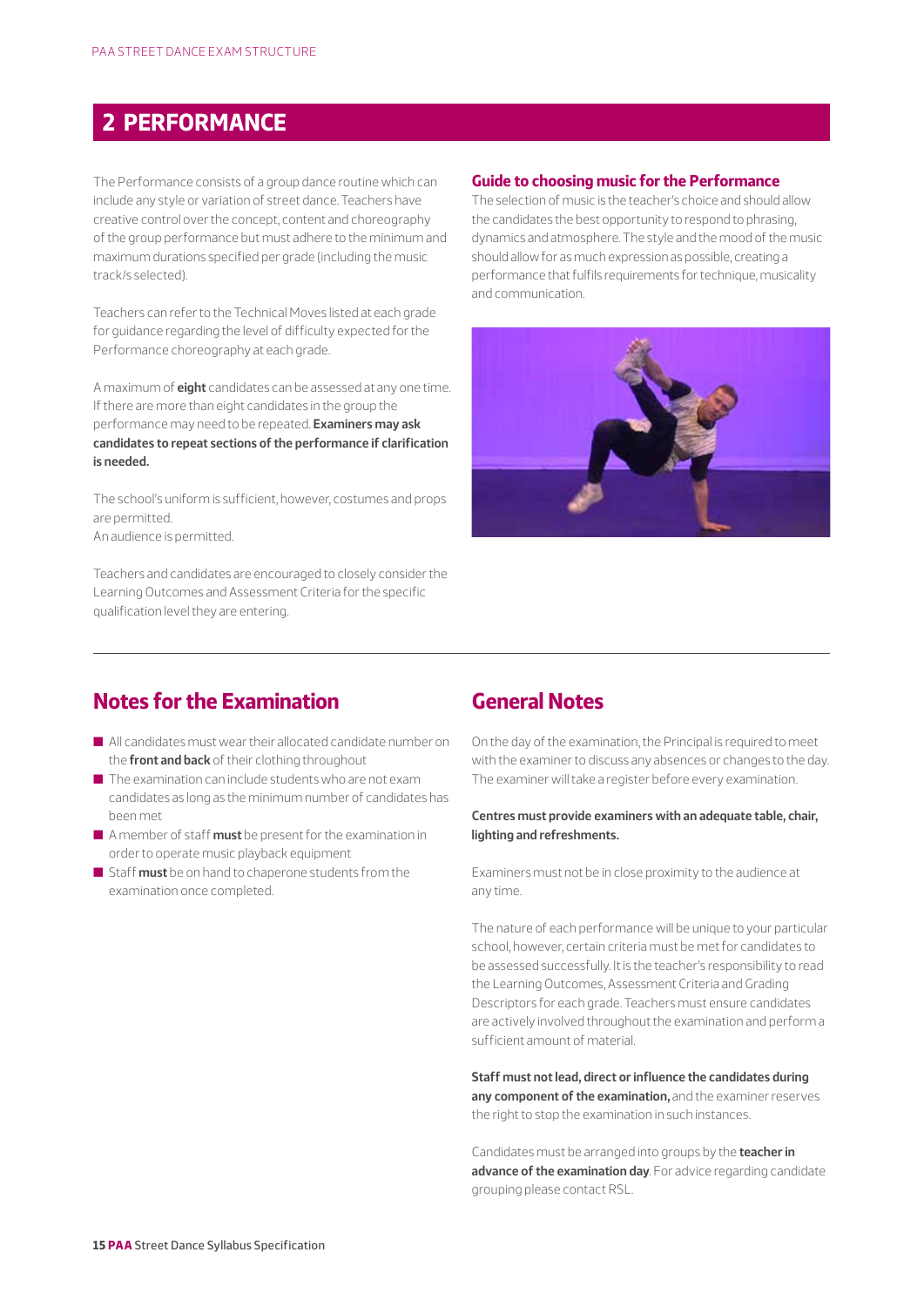## 2 PERFORMANCE

The Performance consists of a group dance routine which can include any style or variation of street dance. Teachers have creative control over the concept, content and choreography of the group performance but must adhere to the minimum and maximum durations specified per grade (including the music track/s selected).

Teachers can refer to the Technical Moves listed at each grade for guidance regarding the level of difficulty expected for the Performance choreography at each grade.

A maximum of **eight** candidates can be assessed at any one time. If there are more than eight candidates in the group the performance may need to be repeated. **Examiners may ask candidates to repeat sections of the performance if clarification is needed.**

The school's uniform is sufficient, however, costumes and props are permitted.
An audience is permitted.

Teachers and candidates are encouraged to closely consider the Learning Outcomes and Assessment Criteria for the specific qualification level they are entering.

### Guide to choosing music for the Performance

The selection of music is the teacher's choice and should allow the candidates the best opportunity to respond to phrasing, dynamics and atmosphere. The style and the mood of the music should allow for as much expression as possible, creating a performance that fulfils requirements for technique, musicality and communication.

## Notes for the Examination

- All candidates must wear their allocated candidate number on the **front and back** of their clothing throughout
- The examination can include students who are not exam candidates as long as the minimum number of candidates has been met
- A member of staff **must** be present for the examination in order to operate music playback equipment
- Staff **must** be on hand to chaperone students from the examination once completed.

## General Notes

On the day of the examination, the Principal is required to meet with the examiner to discuss any absences or changes to the day. The examiner will take a register before every examination.

**Centres must provide examiners with an adequate table, chair, lighting and refreshments.**

Examiners must not be in close proximity to the audience at any time.

The nature of each performance will be unique to your particular school, however, certain criteria must be met for candidates to be assessed successfully. It is the teacher's responsibility to read the Learning Outcomes, Assessment Criteria and Grading Descriptors for each grade. Teachers must ensure candidates are actively involved throughout the examination and perform a sufficient amount of material.

**Staff must not lead, direct or influence the candidates during any component of the examination,** and the examiner reserves the right to stop the examination in such instances.

Candidates must be arranged into groups by the **teacher in advance of the examination day**. For advice regarding candidate grouping please contact RSL.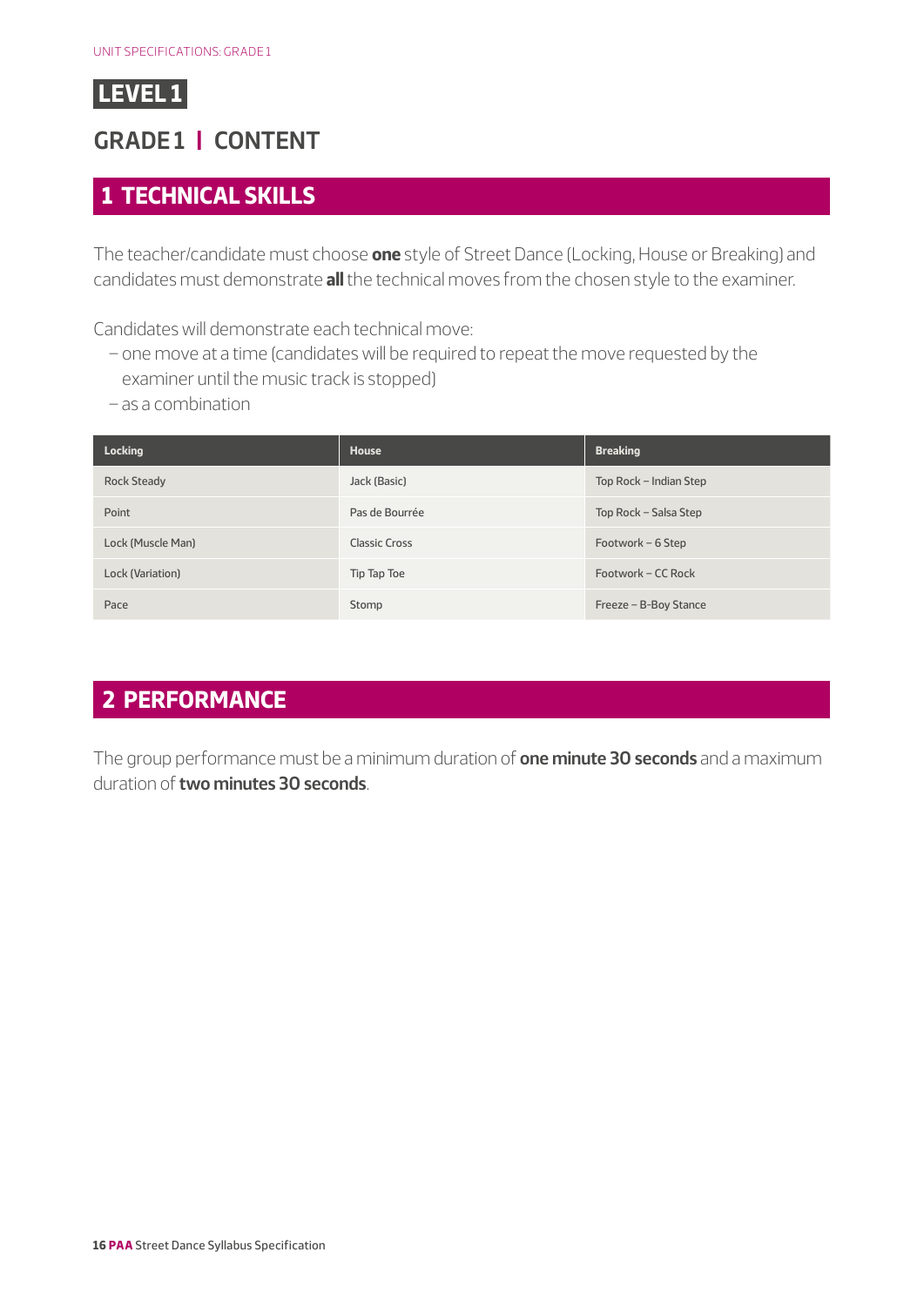# LEVEL 1

## GRADE 1 | CONTENT

## 1 TECHNICAL SKILLS

The teacher/candidate must choose **one** style of Street Dance (Locking, House or Breaking) and candidates must demonstrate **all** the technical moves from the chosen style to the examiner.

Candidates will demonstrate each technical move:

- one move at a time (candidates will be required to repeat the move requested by the examiner until the music track is stopped)
- as a combination

| Locking | House | Breaking |
| --- | --- | --- |
| Rock Steady | Jack (Basic) | Top Rock – Indian Step |
| Point | Pas de Bourrée | Top Rock – Salsa Step |
| Lock (Muscle Man) | Classic Cross | Footwork – 6 Step |
| Lock (Variation) | Tip Tap Toe | Footwork – CC Rock |
| Pace | Stomp | Freeze – B-Boy Stance |

## 2 PERFORMANCE

The group performance must be a minimum duration of **one minute 30 seconds** and a maximum duration of **two minutes 30 seconds**.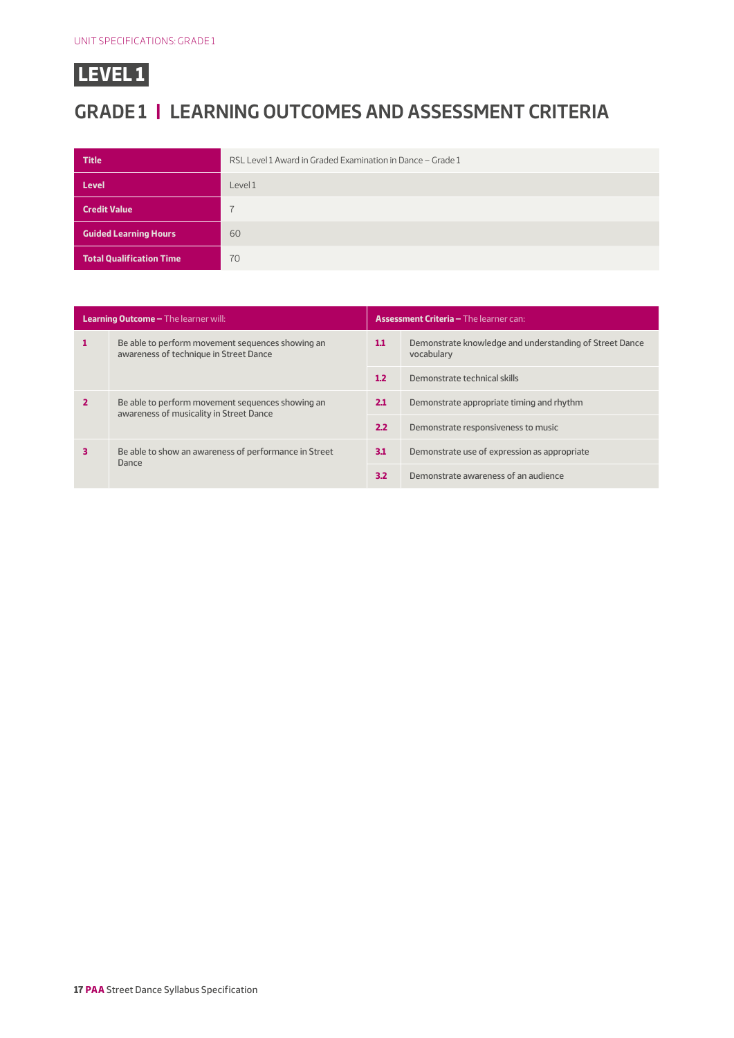# LEVEL 1

## GRADE 1 | LEARNING OUTCOMES AND ASSESSMENT CRITERIA

| | |
|---|---|
| **Title** | RSL Level 1 Award in Graded Examination in Dance – Grade 1 |
| **Level** | Level 1 |
| **Credit Value** | 7 |
| **Guided Learning Hours** | 60 |
| **Total Qualification Time** | 70 |

| **Learning Outcome –** The learner will: | | **Assessment Criteria –** The learner can: | |
|---|---|---|---|
| **1** | Be able to perform movement sequences showing an awareness of technique in Street Dance | **1.1** | Demonstrate knowledge and understanding of Street Dance vocabulary |
| | | **1.2** | Demonstrate technical skills |
| **2** | Be able to perform movement sequences showing an awareness of musicality in Street Dance | **2.1** | Demonstrate appropriate timing and rhythm |
| | | **2.2** | Demonstrate responsiveness to music |
| **3** | Be able to show an awareness of performance in Street Dance | **3.1** | Demonstrate use of expression as appropriate |
| | | **3.2** | Demonstrate awareness of an audience |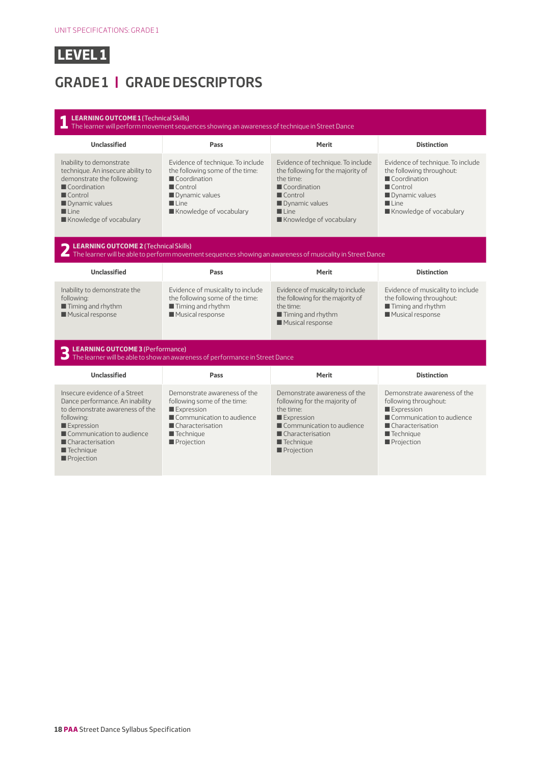# LEVEL 1

## GRADE 1 | GRADE DESCRIPTORS

### 1 LEARNING OUTCOME 1 (Technical Skills)

The learner will perform movement sequences showing an awareness of technique in Street Dance

| Unclassified | Pass | Merit | Distinction |
|---|---|---|---|
| Inability to demonstrate technique. An insecure ability to demonstrate the following:<br>■ Coordination<br>■ Control<br>■ Dynamic values<br>■ Line<br>■ Knowledge of vocabulary | Evidence of technique. To include the following some of the time:<br>■ Coordination<br>■ Control<br>■ Dynamic values<br>■ Line<br>■ Knowledge of vocabulary | Evidence of technique. To include the following for the majority of the time:<br>■ Coordination<br>■ Control<br>■ Dynamic values<br>■ Line<br>■ Knowledge of vocabulary | Evidence of technique. To include the following throughout:<br>■ Coordination<br>■ Control<br>■ Dynamic values<br>■ Line<br>■ Knowledge of vocabulary |

### 2 LEARNING OUTCOME 2 (Technical Skills)

The learner will be able to perform movement sequences showing an awareness of musicality in Street Dance

| Unclassified | Pass | Merit | Distinction |
|---|---|---|---|
| Inability to demonstrate the following:<br>■ Timing and rhythm<br>■ Musical response | Evidence of musicality to include the following some of the time:<br>■ Timing and rhythm<br>■ Musical response | Evidence of musicality to include the following for the majority of the time:<br>■ Timing and rhythm<br>■ Musical response | Evidence of musicality to include the following throughout:<br>■ Timing and rhythm<br>■ Musical response |

### 3 LEARNING OUTCOME 3 (Performance)

The learner will be able to show an awareness of performance in Street Dance

| Unclassified | Pass | Merit | Distinction |
|---|---|---|---|
| Insecure evidence of a Street Dance performance. An inability to demonstrate awareness of the following:<br>■ Expression<br>■ Communication to audience<br>■ Characterisation<br>■ Technique<br>■ Projection | Demonstrate awareness of the following some of the time:<br>■ Expression<br>■ Communication to audience<br>■ Characterisation<br>■ Technique<br>■ Projection | Demonstrate awareness of the following for the majority of the time:<br>■ Expression<br>■ Communication to audience<br>■ Characterisation<br>■ Technique<br>■ Projection | Demonstrate awareness of the following throughout:<br>■ Expression<br>■ Communication to audience<br>■ Characterisation<br>■ Technique<br>■ Projection |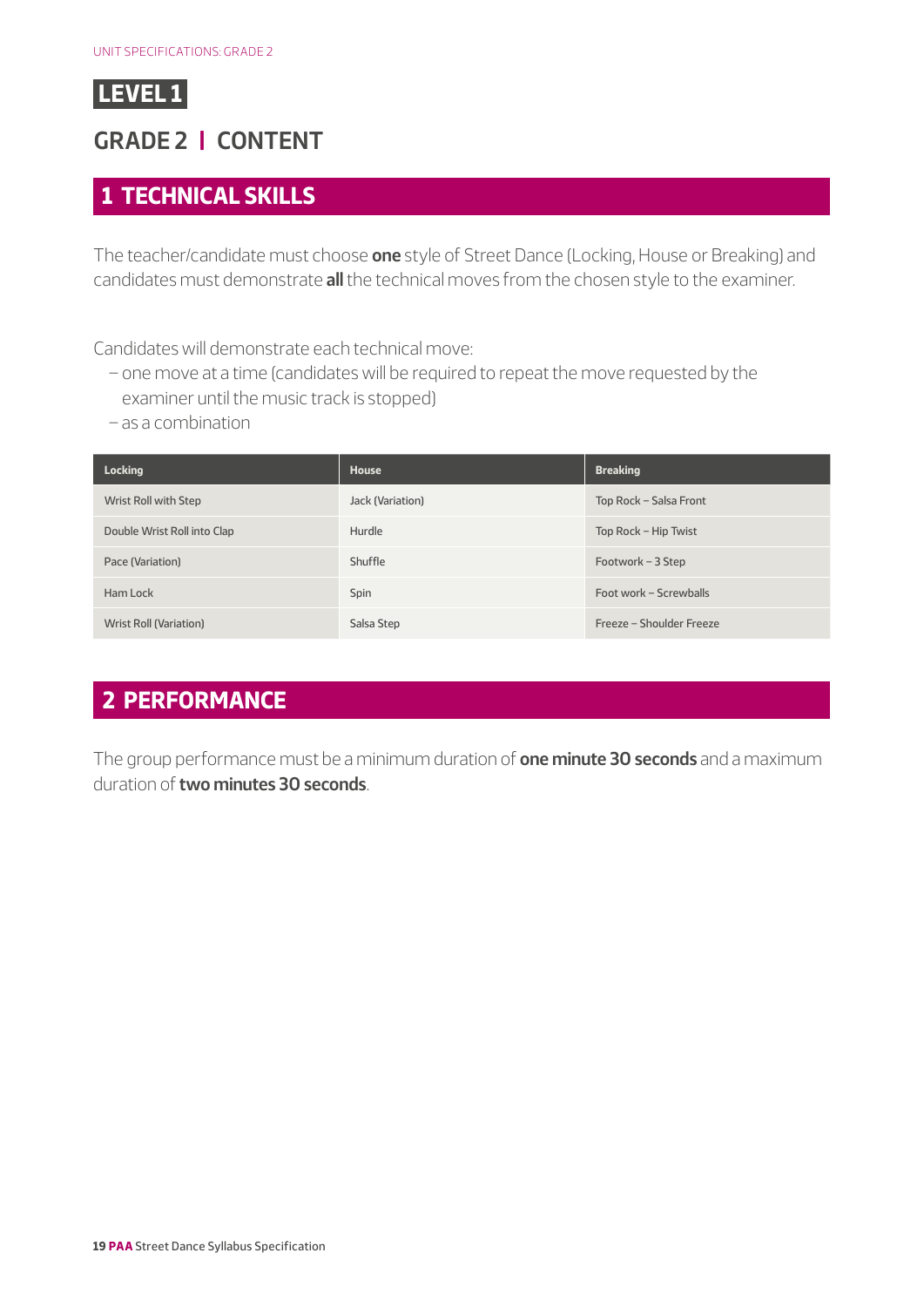# LEVEL 1

## GRADE 2 | CONTENT

## 1 TECHNICAL SKILLS

The teacher/candidate must choose **one** style of Street Dance (Locking, House or Breaking) and candidates must demonstrate **all** the technical moves from the chosen style to the examiner.

Candidates will demonstrate each technical move:

– one move at a time (candidates will be required to repeat the move requested by the examiner until the music track is stopped)
– as a combination

| Locking | House | Breaking |
|---|---|---|
| Wrist Roll with Step | Jack (Variation) | Top Rock – Salsa Front |
| Double Wrist Roll into Clap | Hurdle | Top Rock – Hip Twist |
| Pace (Variation) | Shuffle | Footwork – 3 Step |
| Ham Lock | Spin | Foot work – Screwballs |
| Wrist Roll (Variation) | Salsa Step | Freeze – Shoulder Freeze |

## 2 PERFORMANCE

The group performance must be a minimum duration of **one minute 30 seconds** and a maximum duration of **two minutes 30 seconds**.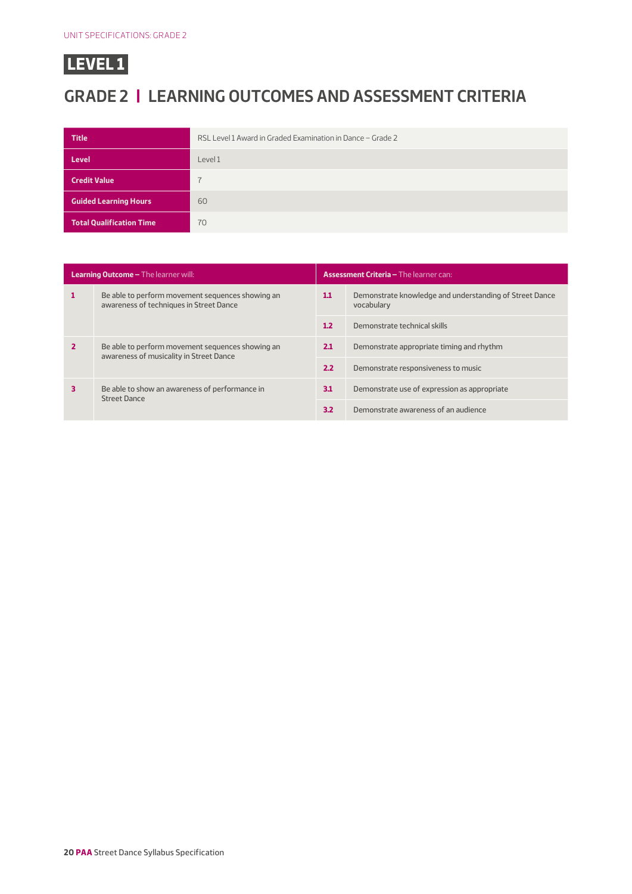**LEVEL 1**

# GRADE 2 | LEARNING OUTCOMES AND ASSESSMENT CRITERIA

| | |
|---|---|
| **Title** | RSL Level 1 Award in Graded Examination in Dance – Grade 2 |
| **Level** | Level 1 |
| **Credit Value** | 7 |
| **Guided Learning Hours** | 60 |
| **Total Qualification Time** | 70 |

| **Learning Outcome** – The learner will: | | **Assessment Criteria** – The learner can: | |
|---|---|---|---|
| **1** | Be able to perform movement sequences showing an awareness of techniques in Street Dance | **1.1** | Demonstrate knowledge and understanding of Street Dance vocabulary |
| | | **1.2** | Demonstrate technical skills |
| **2** | Be able to perform movement sequences showing an awareness of musicality in Street Dance | **2.1** | Demonstrate appropriate timing and rhythm |
| | | **2.2** | Demonstrate responsiveness to music |
| **3** | Be able to show an awareness of performance in Street Dance | **3.1** | Demonstrate use of expression as appropriate |
| | | **3.2** | Demonstrate awareness of an audience |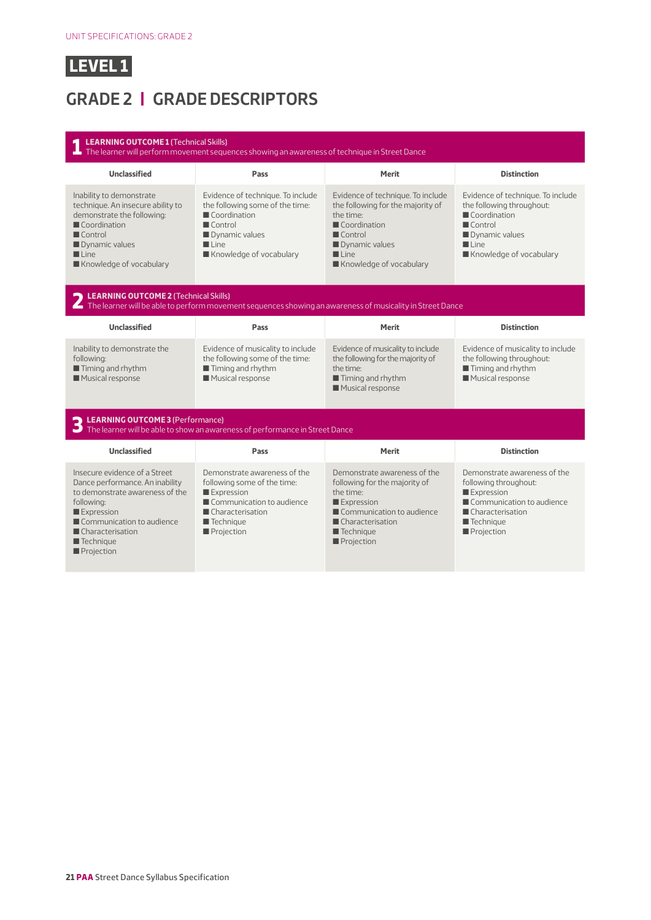UNIT SPECIFICATIONS: GRADE 2

# LEVEL 1

## GRADE 2 | GRADE DESCRIPTORS

### 1 LEARNING OUTCOME 1 (Technical Skills)
The learner will perform movement sequences showing an awareness of technique in Street Dance

| Unclassified | Pass | Merit | Distinction |
|---|---|---|---|
| Inability to demonstrate technique. An insecure ability to demonstrate the following:<br>■ Coordination<br>■ Control<br>■ Dynamic values<br>■ Line<br>■ Knowledge of vocabulary | Evidence of technique. To include the following some of the time:<br>■ Coordination<br>■ Control<br>■ Dynamic values<br>■ Line<br>■ Knowledge of vocabulary | Evidence of technique. To include the following for the majority of the time:<br>■ Coordination<br>■ Control<br>■ Dynamic values<br>■ Line<br>■ Knowledge of vocabulary | Evidence of technique. To include the following throughout:<br>■ Coordination<br>■ Control<br>■ Dynamic values<br>■ Line<br>■ Knowledge of vocabulary |

### 2 LEARNING OUTCOME 2 (Technical Skills)
The learner will be able to perform movement sequences showing an awareness of musicality in Street Dance

| Unclassified | Pass | Merit | Distinction |
|---|---|---|---|
| Inability to demonstrate the following:<br>■ Timing and rhythm<br>■ Musical response | Evidence of musicality to include the following some of the time:<br>■ Timing and rhythm<br>■ Musical response | Evidence of musicality to include the following for the majority of the time:<br>■ Timing and rhythm<br>■ Musical response | Evidence of musicality to include the following throughout:<br>■ Timing and rhythm<br>■ Musical response |

### 3 LEARNING OUTCOME 3 (Performance)
The learner will be able to show an awareness of performance in Street Dance

| Unclassified | Pass | Merit | Distinction |
|---|---|---|---|
| Insecure evidence of a Street Dance performance. An inability to demonstrate awareness of the following:<br>■ Expression<br>■ Communication to audience<br>■ Characterisation<br>■ Technique<br>■ Projection | Demonstrate awareness of the following some of the time:<br>■ Expression<br>■ Communication to audience<br>■ Characterisation<br>■ Technique<br>■ Projection | Demonstrate awareness of the following for the majority of the time:<br>■ Expression<br>■ Communication to audience<br>■ Characterisation<br>■ Technique<br>■ Projection | Demonstrate awareness of the following throughout:<br>■ Expression<br>■ Communication to audience<br>■ Characterisation<br>■ Technique<br>■ Projection |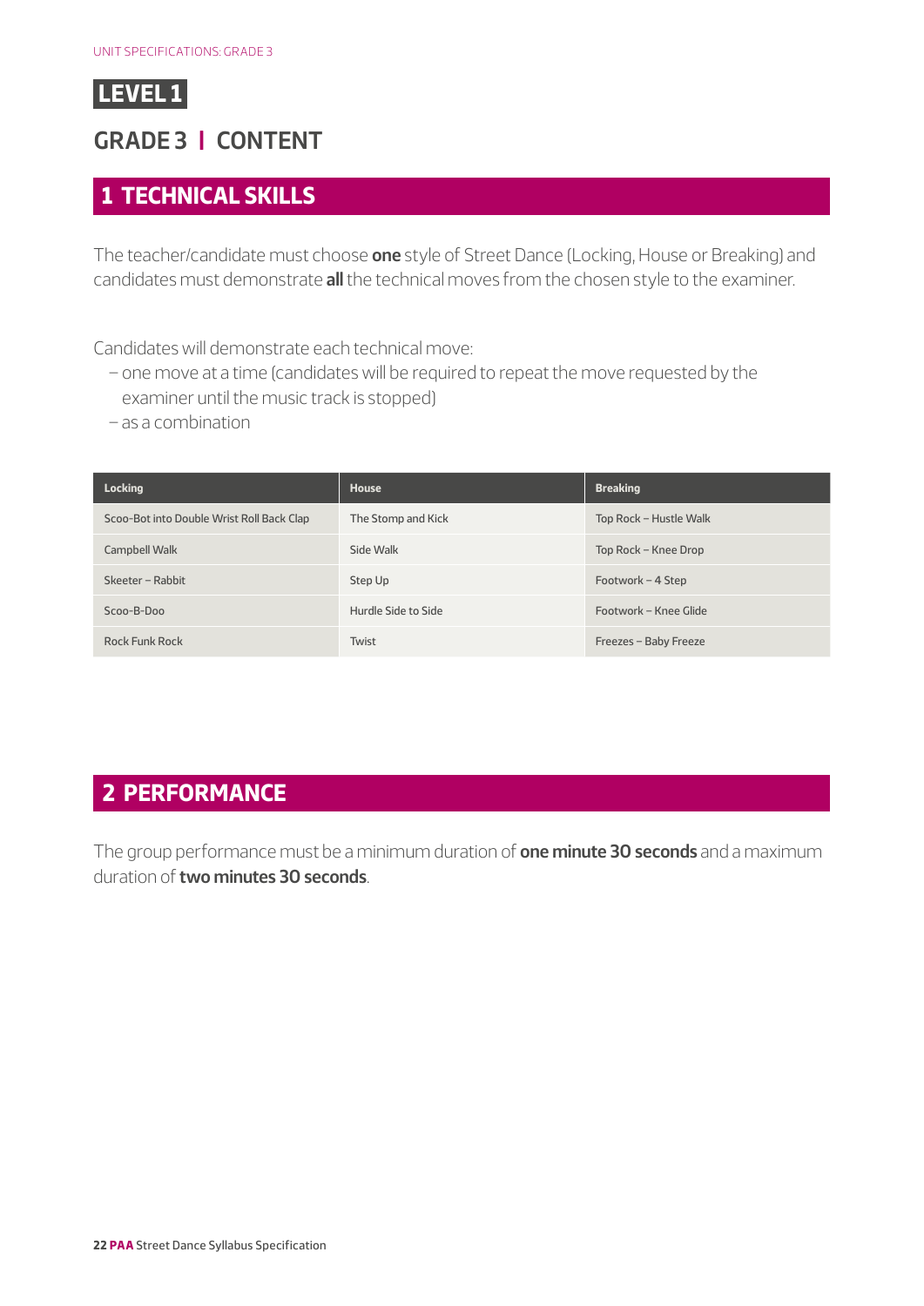# LEVEL 1

## GRADE 3 | CONTENT

## 1 TECHNICAL SKILLS

The teacher/candidate must choose **one** style of Street Dance (Locking, House or Breaking) and candidates must demonstrate **all** the technical moves from the chosen style to the examiner.

Candidates will demonstrate each technical move:

- one move at a time (candidates will be required to repeat the move requested by the examiner until the music track is stopped)
- as a combination

| Locking | House | Breaking |
|---|---|---|
| Scoo-Bot into Double Wrist Roll Back Clap | The Stomp and Kick | Top Rock – Hustle Walk |
| Campbell Walk | Side Walk | Top Rock – Knee Drop |
| Skeeter – Rabbit | Step Up | Footwork – 4 Step |
| Scoo-B-Doo | Hurdle Side to Side | Footwork – Knee Glide |
| Rock Funk Rock | Twist | Freezes – Baby Freeze |

## 2 PERFORMANCE

The group performance must be a minimum duration of **one minute 30 seconds** and a maximum duration of **two minutes 30 seconds**.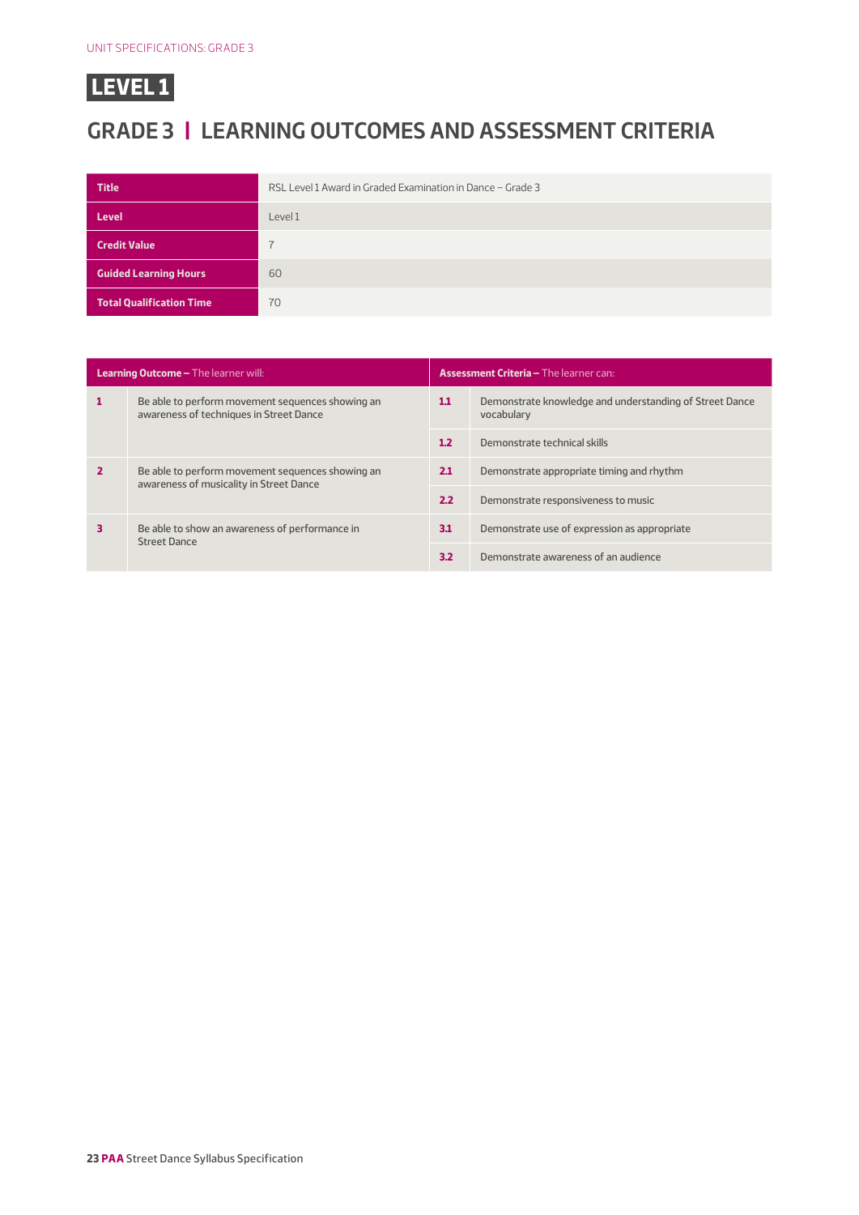# LEVEL 1

## GRADE 3 | LEARNING OUTCOMES AND ASSESSMENT CRITERIA

| | |
|---|---|
| **Title** | RSL Level 1 Award in Graded Examination in Dance – Grade 3 |
| **Level** | Level 1 |
| **Credit Value** | 7 |
| **Guided Learning Hours** | 60 |
| **Total Qualification Time** | 70 |

| **Learning Outcome –** The learner will: | | **Assessment Criteria –** The learner can: | |
|---|---|---|---|
| **1** | Be able to perform movement sequences showing an awareness of techniques in Street Dance | **1.1** | Demonstrate knowledge and understanding of Street Dance vocabulary |
| | | **1.2** | Demonstrate technical skills |
| **2** | Be able to perform movement sequences showing an awareness of musicality in Street Dance | **2.1** | Demonstrate appropriate timing and rhythm |
| | | **2.2** | Demonstrate responsiveness to music |
| **3** | Be able to show an awareness of performance in Street Dance | **3.1** | Demonstrate use of expression as appropriate |
| | | **3.2** | Demonstrate awareness of an audience |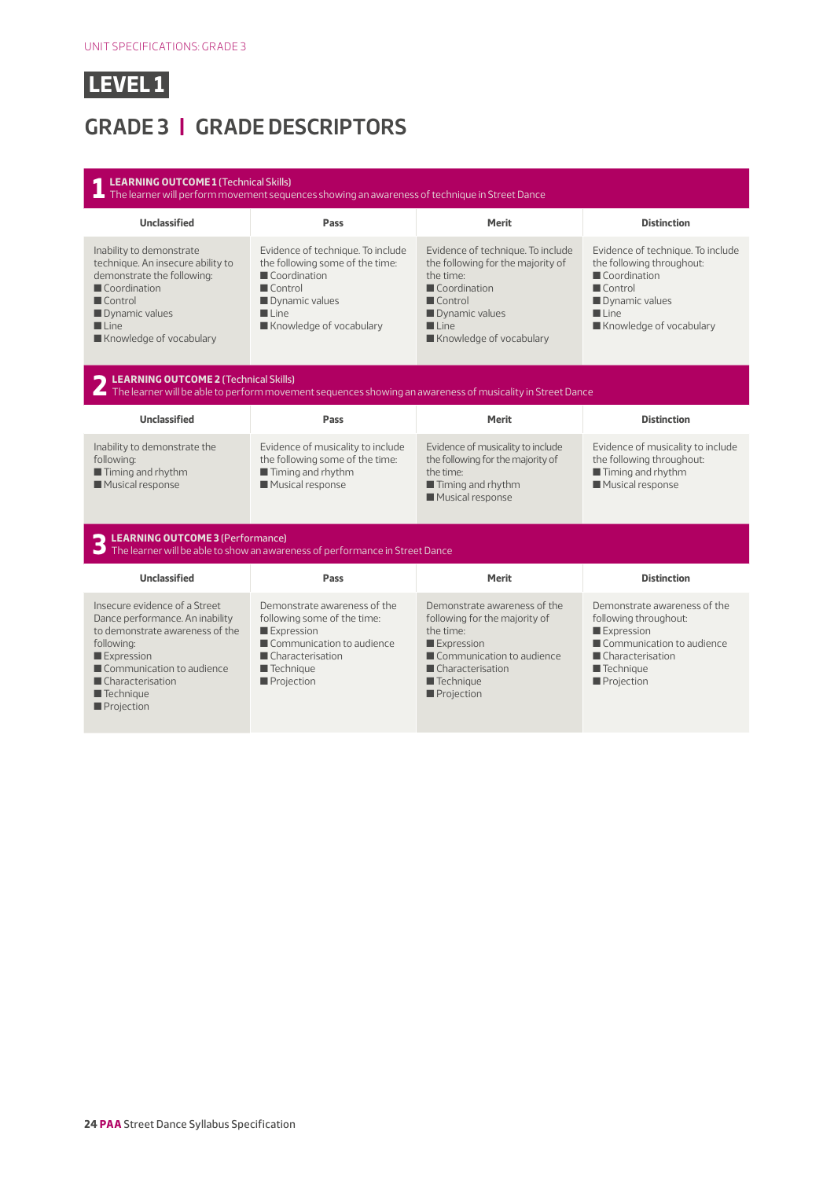UNIT SPECIFICATIONS: GRADE 3

# LEVEL 1

## GRADE 3 | GRADE DESCRIPTORS

### 1 LEARNING OUTCOME 1 (Technical Skills)

The learner will perform movement sequences showing an awareness of technique in Street Dance

| Unclassified | Pass | Merit | Distinction |
|---|---|---|---|
| Inability to demonstrate technique. An insecure ability to demonstrate the following:<br>■ Coordination<br>■ Control<br>■ Dynamic values<br>■ Line<br>■ Knowledge of vocabulary | Evidence of technique. To include the following some of the time:<br>■ Coordination<br>■ Control<br>■ Dynamic values<br>■ Line<br>■ Knowledge of vocabulary | Evidence of technique. To include the following for the majority of the time:<br>■ Coordination<br>■ Control<br>■ Dynamic values<br>■ Line<br>■ Knowledge of vocabulary | Evidence of technique. To include the following throughout:<br>■ Coordination<br>■ Control<br>■ Dynamic values<br>■ Line<br>■ Knowledge of vocabulary |

### 2 LEARNING OUTCOME 2 (Technical Skills)

The learner will be able to perform movement sequences showing an awareness of musicality in Street Dance

| Unclassified | Pass | Merit | Distinction |
|---|---|---|---|
| Inability to demonstrate the following:<br>■ Timing and rhythm<br>■ Musical response | Evidence of musicality to include the following some of the time:<br>■ Timing and rhythm<br>■ Musical response | Evidence of musicality to include the following for the majority of the time:<br>■ Timing and rhythm<br>■ Musical response | Evidence of musicality to include the following throughout:<br>■ Timing and rhythm<br>■ Musical response |

### 3 LEARNING OUTCOME 3 (Performance)

The learner will be able to show an awareness of performance in Street Dance

| Unclassified | Pass | Merit | Distinction |
|---|---|---|---|
| Insecure evidence of a Street Dance performance. An inability to demonstrate awareness of the following:<br>■ Expression<br>■ Communication to audience<br>■ Characterisation<br>■ Technique<br>■ Projection | Demonstrate awareness of the following some of the time:<br>■ Expression<br>■ Communication to audience<br>■ Characterisation<br>■ Technique<br>■ Projection | Demonstrate awareness of the following for the majority of the time:<br>■ Expression<br>■ Communication to audience<br>■ Characterisation<br>■ Technique<br>■ Projection | Demonstrate awareness of the following throughout:<br>■ Expression<br>■ Communication to audience<br>■ Characterisation<br>■ Technique<br>■ Projection |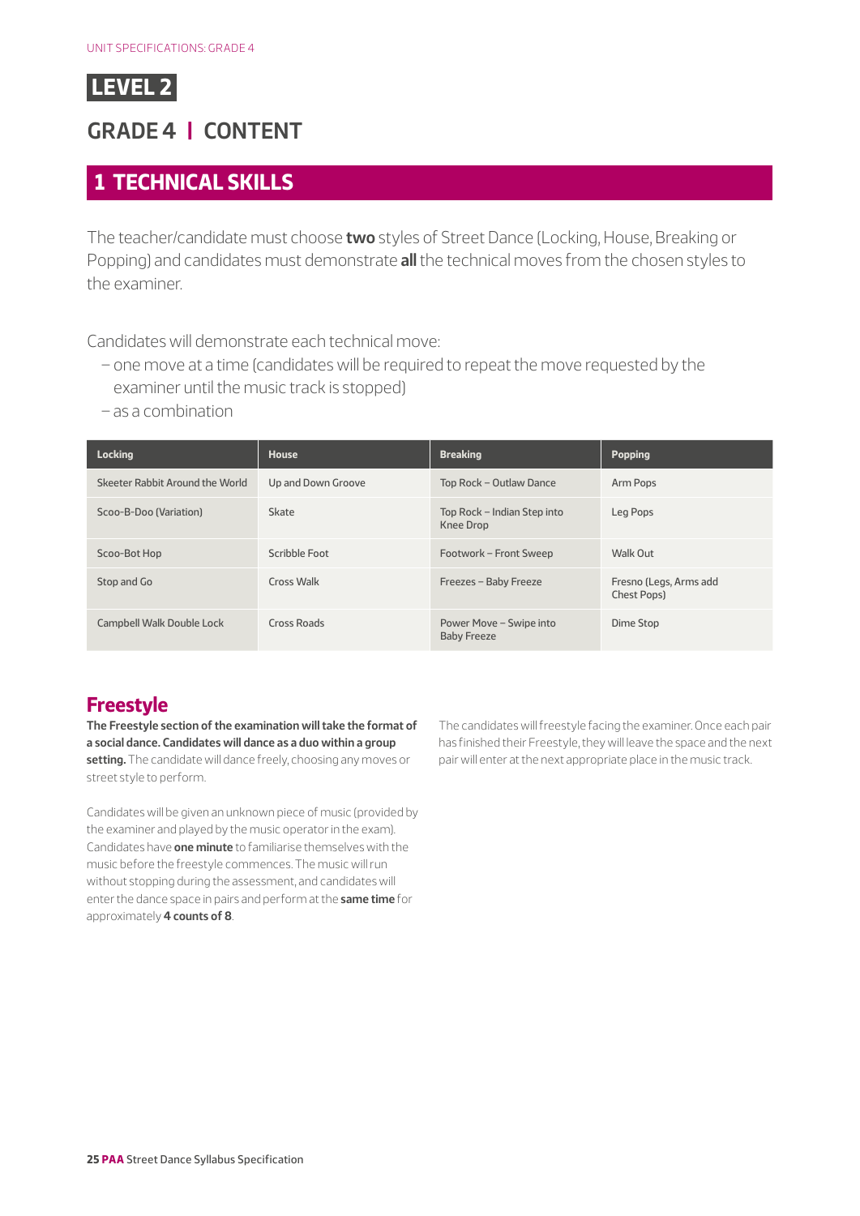UNIT SPECIFICATIONS: GRADE 4

# LEVEL 2

## GRADE 4 | CONTENT

## 1 TECHNICAL SKILLS

The teacher/candidate must choose **two** styles of Street Dance (Locking, House, Breaking or Popping) and candidates must demonstrate **all** the technical moves from the chosen styles to the examiner.

Candidates will demonstrate each technical move:

- one move at a time (candidates will be required to repeat the move requested by the examiner until the music track is stopped)
- as a combination

| Locking | House | Breaking | Popping |
|---|---|---|---|
| Skeeter Rabbit Around the World | Up and Down Groove | Top Rock – Outlaw Dance | Arm Pops |
| Scoo-B-Doo (Variation) | Skate | Top Rock – Indian Step into Knee Drop | Leg Pops |
| Scoo-Bot Hop | Scribble Foot | Footwork – Front Sweep | Walk Out |
| Stop and Go | Cross Walk | Freezes – Baby Freeze | Fresno (Legs, Arms add Chest Pops) |
| Campbell Walk Double Lock | Cross Roads | Power Move – Swipe into Baby Freeze | Dime Stop |

### Freestyle

**The Freestyle section of the examination will take the format of a social dance. Candidates will dance as a duo within a group setting.** The candidate will dance freely, choosing any moves or street style to perform.

Candidates will be given an unknown piece of music (provided by the examiner and played by the music operator in the exam). Candidates have **one minute** to familiarise themselves with the music before the freestyle commences. The music will run without stopping during the assessment, and candidates will enter the dance space in pairs and perform at the **same time** for approximately **4 counts of 8**.

The candidates will freestyle facing the examiner. Once each pair has finished their Freestyle, they will leave the space and the next pair will enter at the next appropriate place in the music track.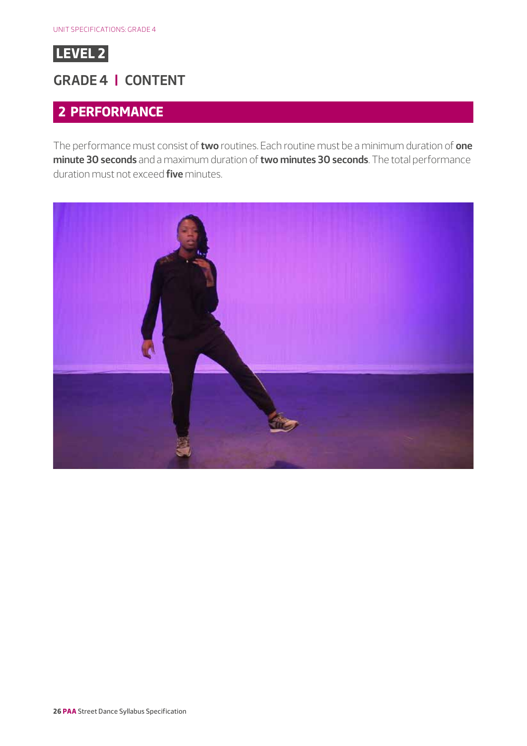# LEVEL 2

## GRADE 4 | CONTENT

## 2 PERFORMANCE

The performance must consist of **two** routines. Each routine must be a minimum duration of **one minute 30 seconds** and a maximum duration of **two minutes 30 seconds**. The total performance duration must not exceed **five** minutes.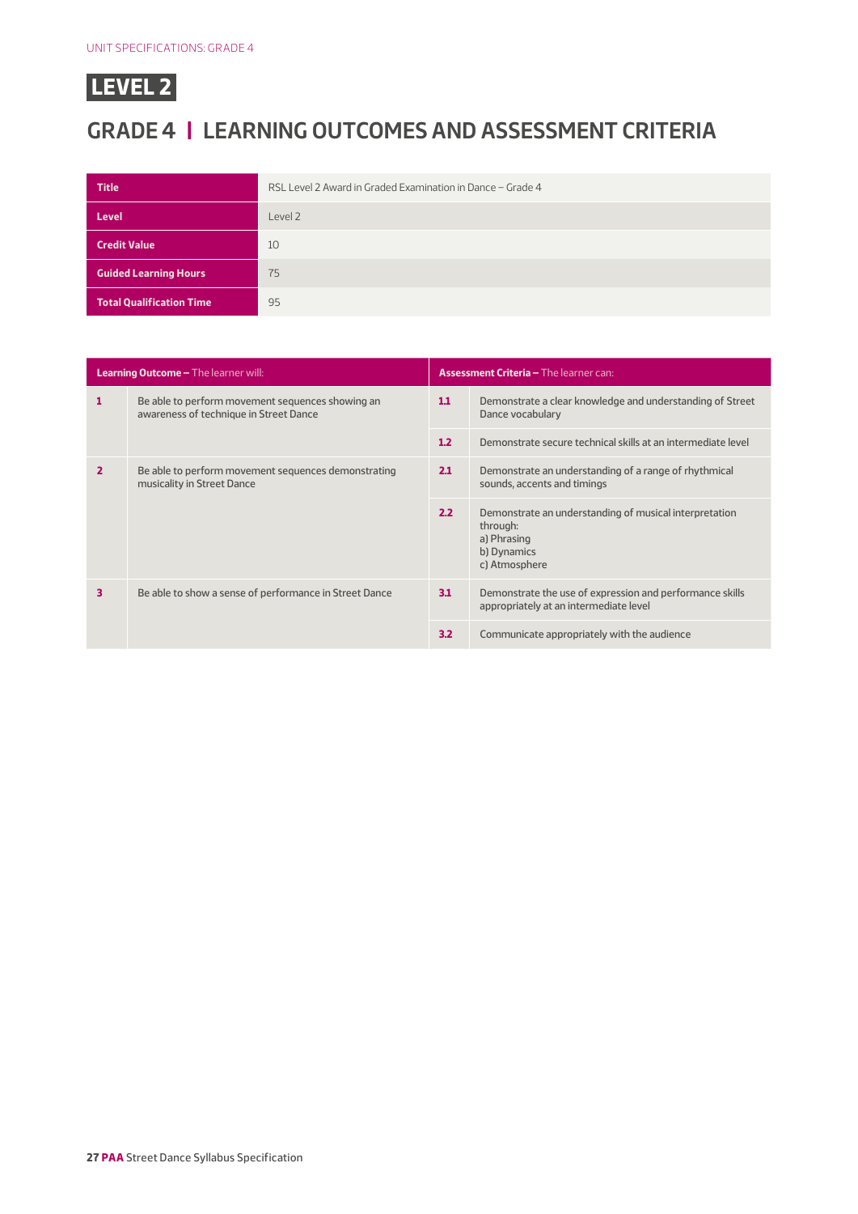# LEVEL 2

## GRADE 4 | LEARNING OUTCOMES AND ASSESSMENT CRITERIA

| | |
|---|---|
| **Title** | RSL Level 2 Award in Graded Examination in Dance – Grade 4 |
| **Level** | Level 2 |
| **Credit Value** | 10 |
| **Guided Learning Hours** | 75 |
| **Total Qualification Time** | 95 |

| **Learning Outcome –** The learner will: | | **Assessment Criteria –** The learner can: | |
|---|---|---|---|
| **1** | Be able to perform movement sequences showing an awareness of technique in Street Dance | **1.1** | Demonstrate a clear knowledge and understanding of Street Dance vocabulary |
| | | **1.2** | Demonstrate secure technical skills at an intermediate level |
| **2** | Be able to perform movement sequences demonstrating musicality in Street Dance | **2.1** | Demonstrate an understanding of a range of rhythmical sounds, accents and timings |
| | | **2.2** | Demonstrate an understanding of musical interpretation through:<br>a) Phrasing<br>b) Dynamics<br>c) Atmosphere |
| **3** | Be able to show a sense of performance in Street Dance | **3.1** | Demonstrate the use of expression and performance skills appropriately at an intermediate level |
| | | **3.2** | Communicate appropriately with the audience |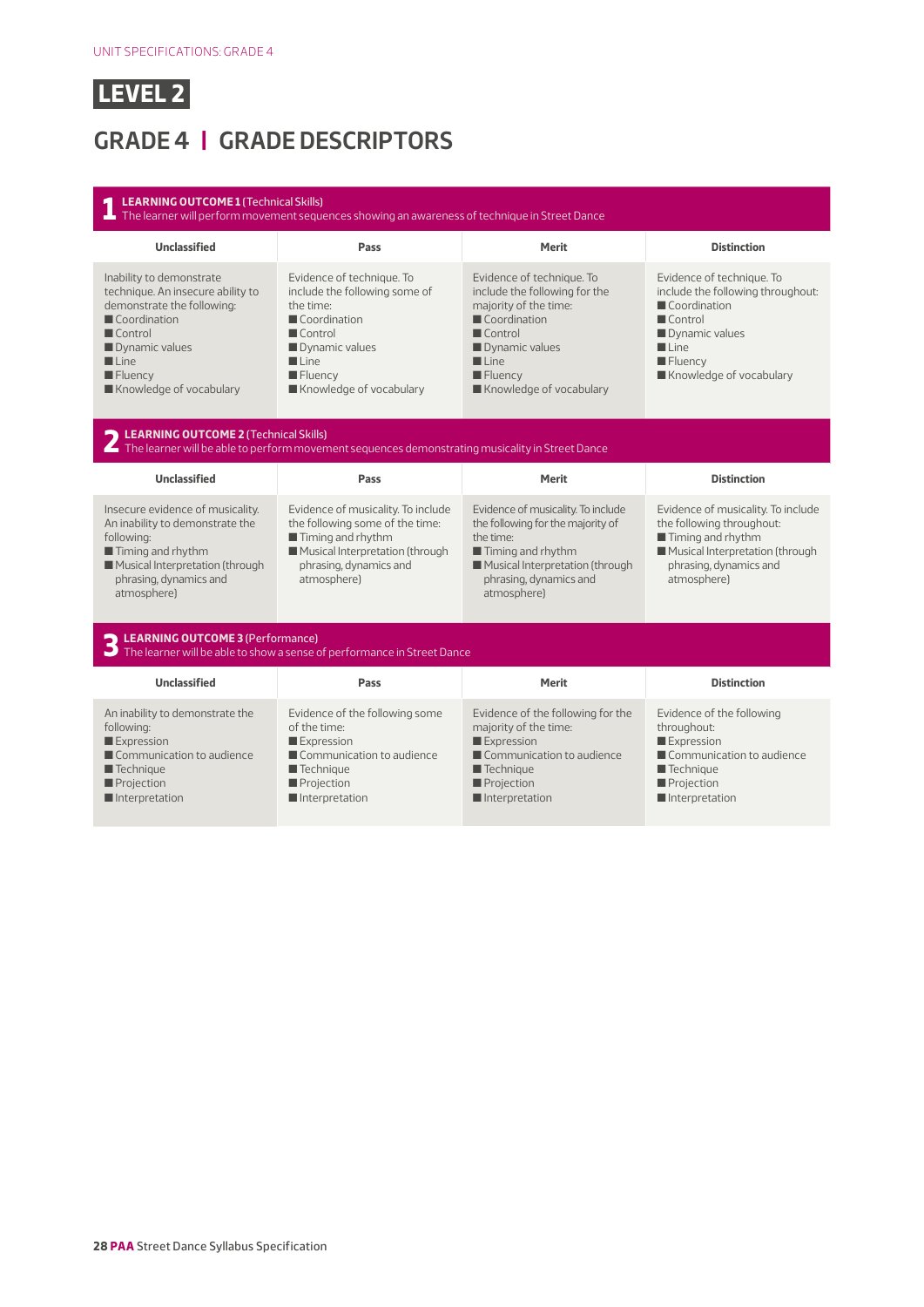UNIT SPECIFICATIONS: GRADE 4

# LEVEL 2

## GRADE 4 | GRADE DESCRIPTORS

### 1 LEARNING OUTCOME 1 (Technical Skills)

The learner will perform movement sequences showing an awareness of technique in Street Dance

| Unclassified | Pass | Merit | Distinction |
|---|---|---|---|
| Inability to demonstrate technique. An insecure ability to demonstrate the following:<br>■ Coordination<br>■ Control<br>■ Dynamic values<br>■ Line<br>■ Fluency<br>■ Knowledge of vocabulary | Evidence of technique. To include the following some of the time:<br>■ Coordination<br>■ Control<br>■ Dynamic values<br>■ Line<br>■ Fluency<br>■ Knowledge of vocabulary | Evidence of technique. To include the following for the majority of the time:<br>■ Coordination<br>■ Control<br>■ Dynamic values<br>■ Line<br>■ Fluency<br>■ Knowledge of vocabulary | Evidence of technique. To include the following throughout:<br>■ Coordination<br>■ Control<br>■ Dynamic values<br>■ Line<br>■ Fluency<br>■ Knowledge of vocabulary |

### 2 LEARNING OUTCOME 2 (Technical Skills)

The learner will be able to perform movement sequences demonstrating musicality in Street Dance

| Unclassified | Pass | Merit | Distinction |
|---|---|---|---|
| Insecure evidence of musicality. An inability to demonstrate the following:<br>■ Timing and rhythm<br>■ Musical Interpretation (through phrasing, dynamics and atmosphere) | Evidence of musicality. To include the following some of the time:<br>■ Timing and rhythm<br>■ Musical Interpretation (through phrasing, dynamics and atmosphere) | Evidence of musicality. To include the following for the majority of the time:<br>■ Timing and rhythm<br>■ Musical Interpretation (through phrasing, dynamics and atmosphere) | Evidence of musicality. To include the following throughout:<br>■ Timing and rhythm<br>■ Musical Interpretation (through phrasing, dynamics and atmosphere) |

### 3 LEARNING OUTCOME 3 (Performance)

The learner will be able to show a sense of performance in Street Dance

| Unclassified | Pass | Merit | Distinction |
|---|---|---|---|
| An inability to demonstrate the following:<br>■ Expression<br>■ Communication to audience<br>■ Technique<br>■ Projection<br>■ Interpretation | Evidence of the following some of the time:<br>■ Expression<br>■ Communication to audience<br>■ Technique<br>■ Projection<br>■ Interpretation | Evidence of the following for the majority of the time:<br>■ Expression<br>■ Communication to audience<br>■ Technique<br>■ Projection<br>■ Interpretation | Evidence of the following throughout:<br>■ Expression<br>■ Communication to audience<br>■ Technique<br>■ Projection<br>■ Interpretation |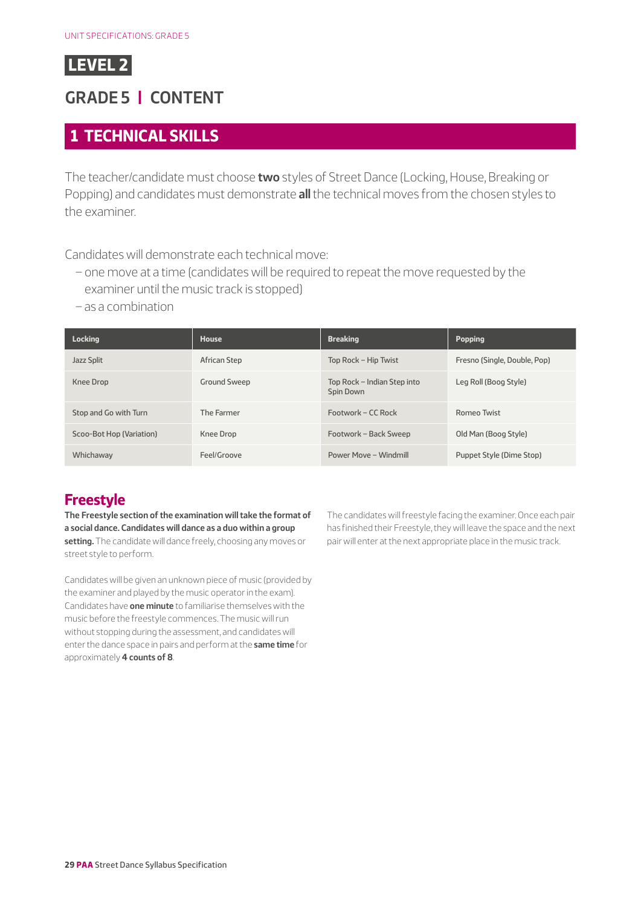# LEVEL 2

## GRADE 5 | CONTENT

## 1 TECHNICAL SKILLS

The teacher/candidate must choose **two** styles of Street Dance (Locking, House, Breaking or Popping) and candidates must demonstrate **all** the technical moves from the chosen styles to the examiner.

Candidates will demonstrate each technical move:

- one move at a time (candidates will be required to repeat the move requested by the examiner until the music track is stopped)
- as a combination

| Locking | House | Breaking | Popping |
|---|---|---|---|
| Jazz Split | African Step | Top Rock – Hip Twist | Fresno (Single, Double, Pop) |
| Knee Drop | Ground Sweep | Top Rock – Indian Step into Spin Down | Leg Roll (Boog Style) |
| Stop and Go with Turn | The Farmer | Footwork – CC Rock | Romeo Twist |
| Scoo-Bot Hop (Variation) | Knee Drop | Footwork – Back Sweep | Old Man (Boog Style) |
| Whichaway | Feel/Groove | Power Move – Windmill | Puppet Style (Dime Stop) |

### Freestyle

**The Freestyle section of the examination will take the format of a social dance. Candidates will dance as a duo within a group setting.** The candidate will dance freely, choosing any moves or street style to perform.

Candidates will be given an unknown piece of music (provided by the examiner and played by the music operator in the exam). Candidates have **one minute** to familiarise themselves with the music before the freestyle commences. The music will run without stopping during the assessment, and candidates will enter the dance space in pairs and perform at the **same time** for approximately **4 counts of 8**.

The candidates will freestyle facing the examiner. Once each pair has finished their Freestyle, they will leave the space and the next pair will enter at the next appropriate place in the music track.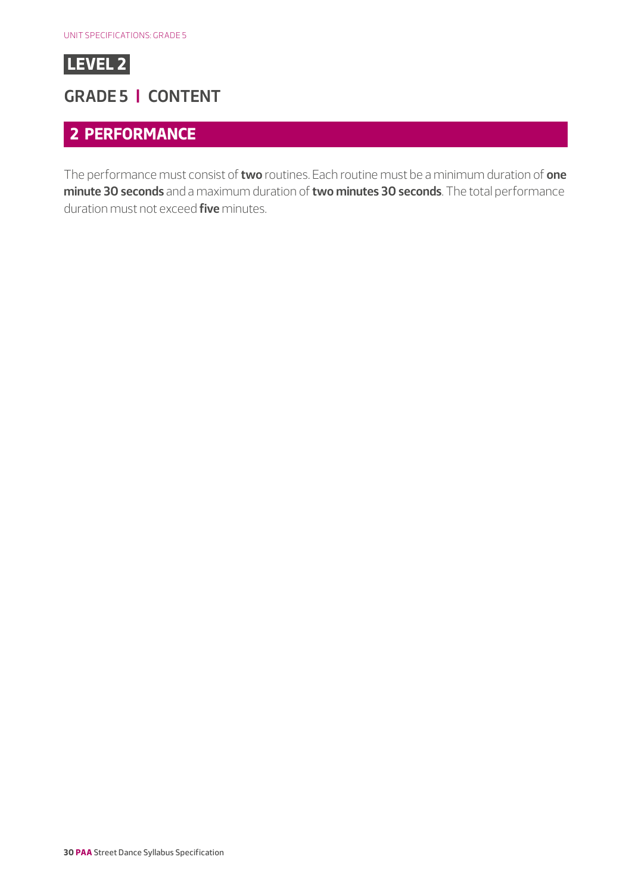**LEVEL 2**

## GRADE 5 | CONTENT

## 2 PERFORMANCE

The performance must consist of **two** routines. Each routine must be a minimum duration of **one minute 30 seconds** and a maximum duration of **two minutes 30 seconds**. The total performance duration must not exceed **five** minutes.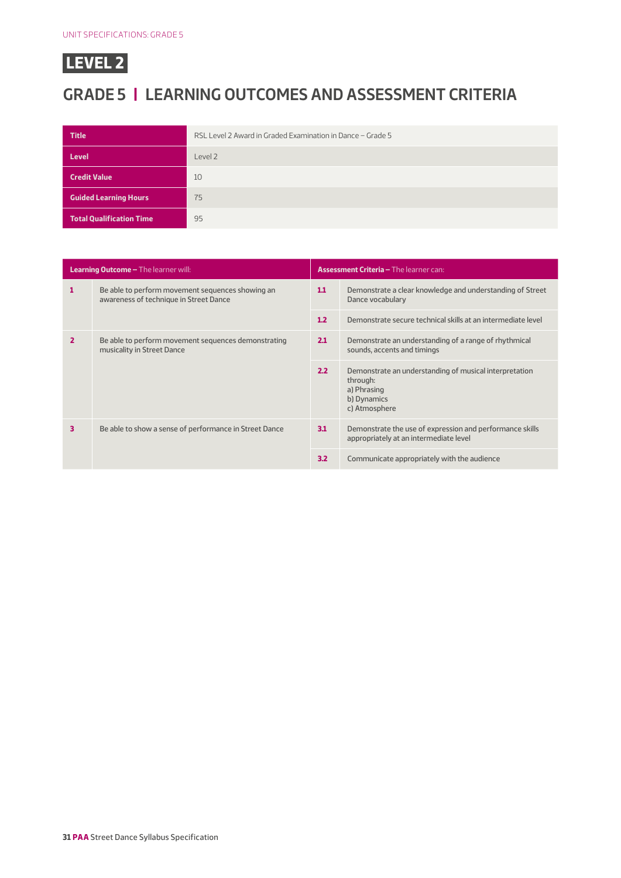# LEVEL 2

## GRADE 5 | LEARNING OUTCOMES AND ASSESSMENT CRITERIA

| | |
|---|---|
| **Title** | RSL Level 2 Award in Graded Examination in Dance – Grade 5 |
| **Level** | Level 2 |
| **Credit Value** | 10 |
| **Guided Learning Hours** | 75 |
| **Total Qualification Time** | 95 |

| **Learning Outcome –** The learner will: | | **Assessment Criteria –** The learner can: | |
|---|---|---|---|
| **1** | Be able to perform movement sequences showing an awareness of technique in Street Dance | **1.1** | Demonstrate a clear knowledge and understanding of Street Dance vocabulary |
| | | **1.2** | Demonstrate secure technical skills at an intermediate level |
| **2** | Be able to perform movement sequences demonstrating musicality in Street Dance | **2.1** | Demonstrate an understanding of a range of rhythmical sounds, accents and timings |
| | | **2.2** | Demonstrate an understanding of musical interpretation through:<br>a) Phrasing<br>b) Dynamics<br>c) Atmosphere |
| **3** | Be able to show a sense of performance in Street Dance | **3.1** | Demonstrate the use of expression and performance skills appropriately at an intermediate level |
| | | **3.2** | Communicate appropriately with the audience |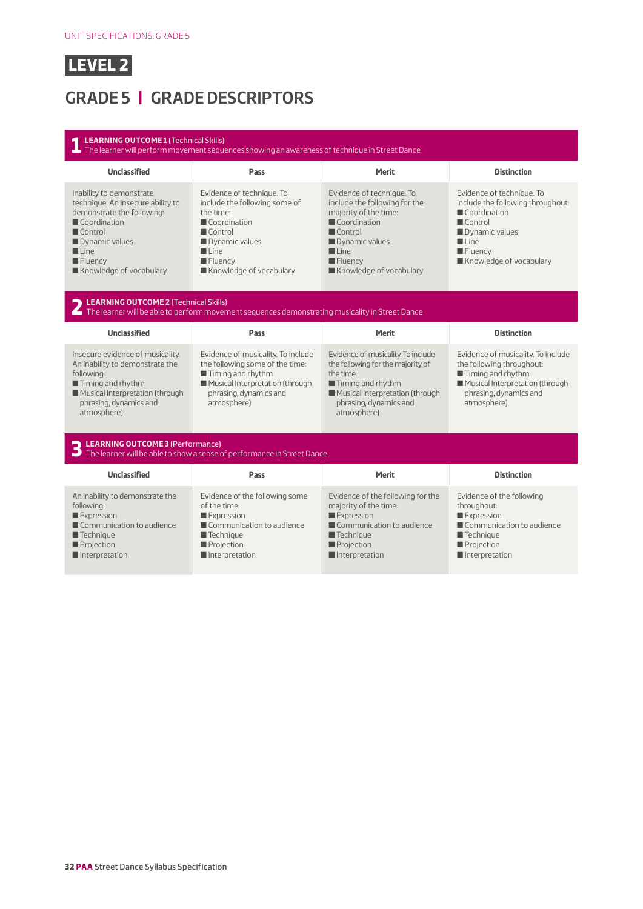# LEVEL 2

## GRADE 5 | GRADE DESCRIPTORS

### 1 LEARNING OUTCOME 1 (Technical Skills)

The learner will perform movement sequences showing an awareness of technique in Street Dance

| Unclassified | Pass | Merit | Distinction |
|---|---|---|---|
| Inability to demonstrate technique. An insecure ability to demonstrate the following:<br>■ Coordination<br>■ Control<br>■ Dynamic values<br>■ Line<br>■ Fluency<br>■ Knowledge of vocabulary | Evidence of technique. To include the following some of the time:<br>■ Coordination<br>■ Control<br>■ Dynamic values<br>■ Line<br>■ Fluency<br>■ Knowledge of vocabulary | Evidence of technique. To include the following for the majority of the time:<br>■ Coordination<br>■ Control<br>■ Dynamic values<br>■ Line<br>■ Fluency<br>■ Knowledge of vocabulary | Evidence of technique. To include the following throughout:<br>■ Coordination<br>■ Control<br>■ Dynamic values<br>■ Line<br>■ Fluency<br>■ Knowledge of vocabulary |

### 2 LEARNING OUTCOME 2 (Technical Skills)

The learner will be able to perform movement sequences demonstrating musicality in Street Dance

| Unclassified | Pass | Merit | Distinction |
|---|---|---|---|
| Insecure evidence of musicality. An inability to demonstrate the following:<br>■ Timing and rhythm<br>■ Musical Interpretation (through phrasing, dynamics and atmosphere) | Evidence of musicality. To include the following some of the time:<br>■ Timing and rhythm<br>■ Musical Interpretation (through phrasing, dynamics and atmosphere) | Evidence of musicality. To include the following for the majority of the time:<br>■ Timing and rhythm<br>■ Musical Interpretation (through phrasing, dynamics and atmosphere) | Evidence of musicality. To include the following throughout:<br>■ Timing and rhythm<br>■ Musical Interpretation (through phrasing, dynamics and atmosphere) |

### 3 LEARNING OUTCOME 3 (Performance)

The learner will be able to show a sense of performance in Street Dance

| Unclassified | Pass | Merit | Distinction |
|---|---|---|---|
| An inability to demonstrate the following:<br>■ Expression<br>■ Communication to audience<br>■ Technique<br>■ Projection<br>■ Interpretation | Evidence of the following some of the time:<br>■ Expression<br>■ Communication to audience<br>■ Technique<br>■ Projection<br>■ Interpretation | Evidence of the following for the majority of the time:<br>■ Expression<br>■ Communication to audience<br>■ Technique<br>■ Projection<br>■ Interpretation | Evidence of the following throughout:<br>■ Expression<br>■ Communication to audience<br>■ Technique<br>■ Projection<br>■ Interpretation |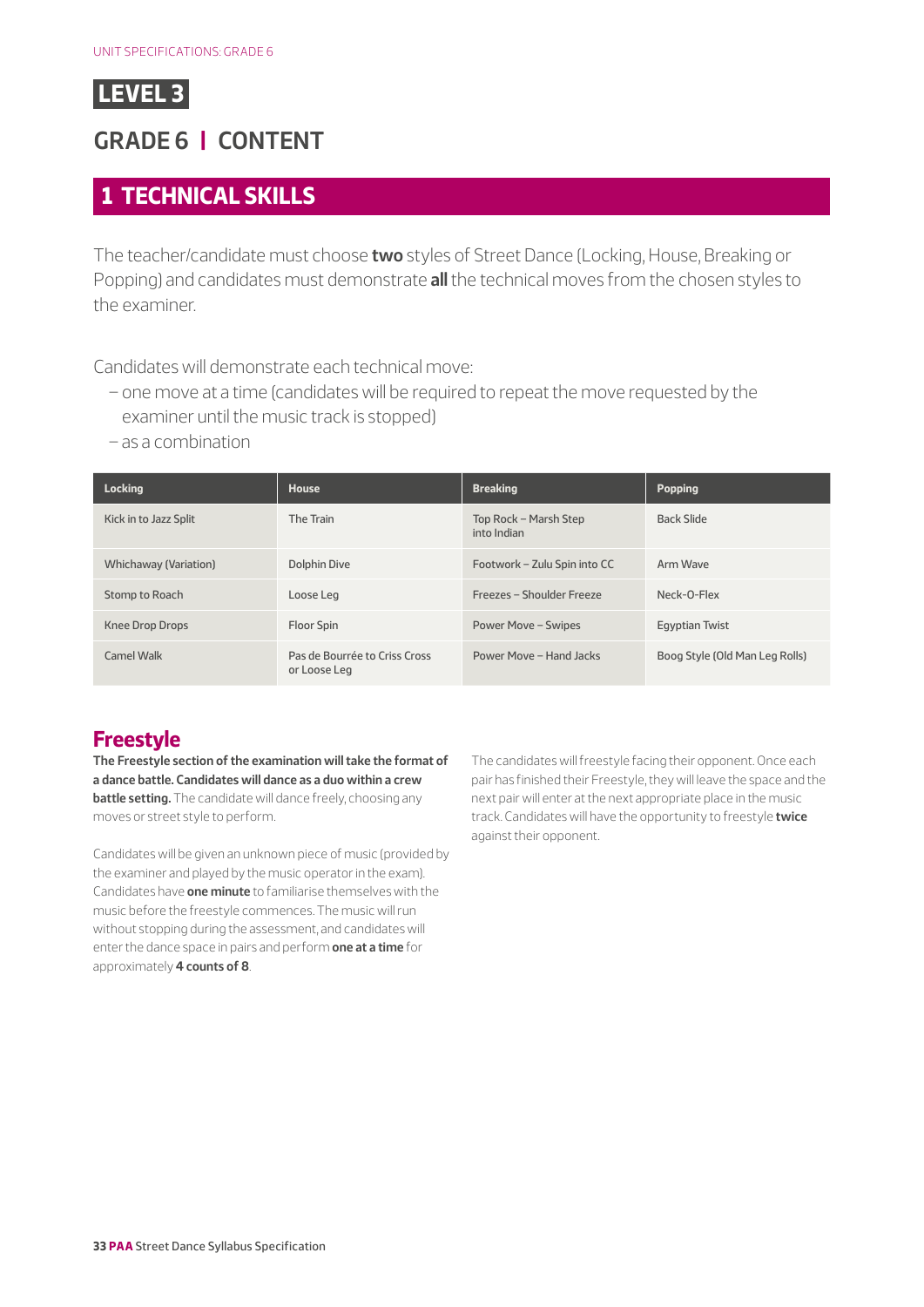# LEVEL 3

## GRADE 6 | CONTENT

## 1 TECHNICAL SKILLS

The teacher/candidate must choose **two** styles of Street Dance (Locking, House, Breaking or Popping) and candidates must demonstrate **all** the technical moves from the chosen styles to the examiner.

Candidates will demonstrate each technical move:
- one move at a time (candidates will be required to repeat the move requested by the examiner until the music track is stopped)
- as a combination

| Locking | House | Breaking | Popping |
|---|---|---|---|
| Kick in to Jazz Split | The Train | Top Rock – Marsh Step into Indian | Back Slide |
| Whichaway (Variation) | Dolphin Dive | Footwork – Zulu Spin into CC | Arm Wave |
| Stomp to Roach | Loose Leg | Freezes – Shoulder Freeze | Neck-O-Flex |
| Knee Drop Drops | Floor Spin | Power Move – Swipes | Egyptian Twist |
| Camel Walk | Pas de Bourrée to Criss Cross or Loose Leg | Power Move – Hand Jacks | Boog Style (Old Man Leg Rolls) |

### Freestyle

**The Freestyle section of the examination will take the format of a dance battle. Candidates will dance as a duo within a crew battle setting.** The candidate will dance freely, choosing any moves or street style to perform.

Candidates will be given an unknown piece of music (provided by the examiner and played by the music operator in the exam). Candidates have **one minute** to familiarise themselves with the music before the freestyle commences. The music will run without stopping during the assessment, and candidates will enter the dance space in pairs and perform **one at a time** for approximately **4 counts of 8**.

The candidates will freestyle facing their opponent. Once each pair has finished their Freestyle, they will leave the space and the next pair will enter at the next appropriate place in the music track. Candidates will have the opportunity to freestyle **twice** against their opponent.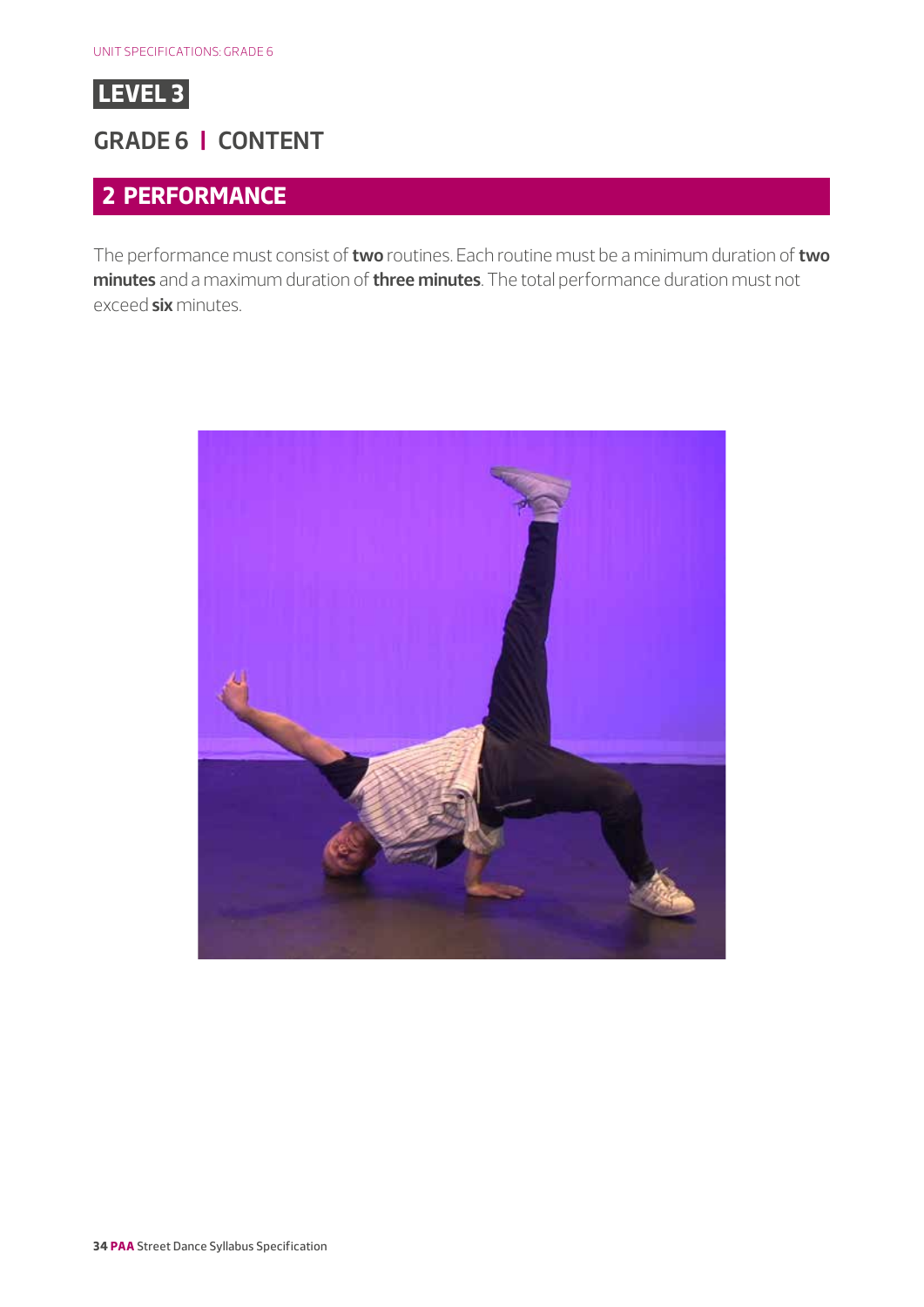**LEVEL 3**

## GRADE 6 | CONTENT

### 2 PERFORMANCE

The performance must consist of **two** routines. Each routine must be a minimum duration of **two minutes** and a maximum duration of **three minutes**. The total performance duration must not exceed **six** minutes.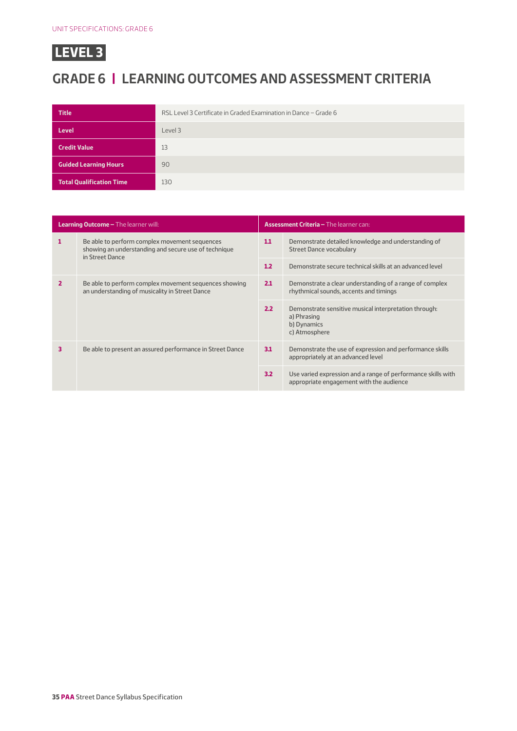# LEVEL 3

## GRADE 6 | LEARNING OUTCOMES AND ASSESSMENT CRITERIA

| | |
|---|---|
| **Title** | RSL Level 3 Certificate in Graded Examination in Dance – Grade 6 |
| **Level** | Level 3 |
| **Credit Value** | 13 |
| **Guided Learning Hours** | 90 |
| **Total Qualification Time** | 130 |

| **Learning Outcome –** The learner will: | | **Assessment Criteria –** The learner can: | |
|---|---|---|---|
| **1** | Be able to perform complex movement sequences showing an understanding and secure use of technique in Street Dance | **1.1** | Demonstrate detailed knowledge and understanding of Street Dance vocabulary |
| | | **1.2** | Demonstrate secure technical skills at an advanced level |
| **2** | Be able to perform complex movement sequences showing an understanding of musicality in Street Dance | **2.1** | Demonstrate a clear understanding of a range of complex rhythmical sounds, accents and timings |
| | | **2.2** | Demonstrate sensitive musical interpretation through:<br>a) Phrasing<br>b) Dynamics<br>c) Atmosphere |
| **3** | Be able to present an assured performance in Street Dance | **3.1** | Demonstrate the use of expression and performance skills appropriately at an advanced level |
| | | **3.2** | Use varied expression and a range of performance skills with appropriate engagement with the audience |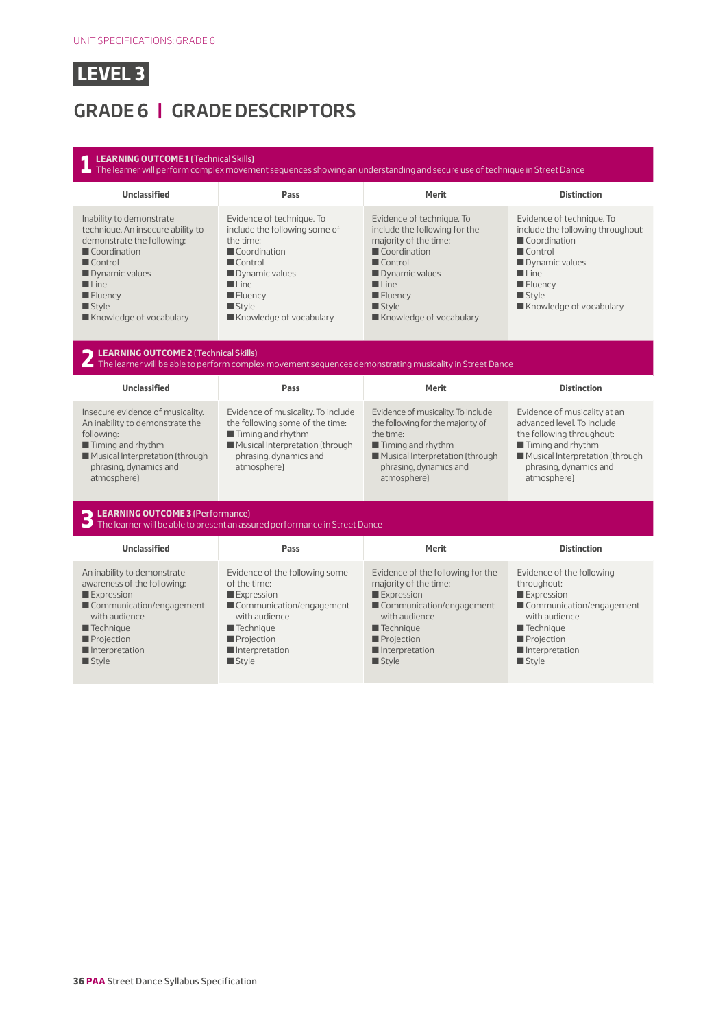# LEVEL 3

## GRADE 6 | GRADE DESCRIPTORS

### 1 LEARNING OUTCOME 1 (Technical Skills)

The learner will perform complex movement sequences showing an understanding and secure use of technique in Street Dance

| Unclassified | Pass | Merit | Distinction |
|---|---|---|---|
| Inability to demonstrate technique. An insecure ability to demonstrate the following:<br>■ Coordination<br>■ Control<br>■ Dynamic values<br>■ Line<br>■ Fluency<br>■ Style<br>■ Knowledge of vocabulary | Evidence of technique. To include the following some of the time:<br>■ Coordination<br>■ Control<br>■ Dynamic values<br>■ Line<br>■ Fluency<br>■ Style<br>■ Knowledge of vocabulary | Evidence of technique. To include the following for the majority of the time:<br>■ Coordination<br>■ Control<br>■ Dynamic values<br>■ Line<br>■ Fluency<br>■ Style<br>■ Knowledge of vocabulary | Evidence of technique. To include the following throughout:<br>■ Coordination<br>■ Control<br>■ Dynamic values<br>■ Line<br>■ Fluency<br>■ Style<br>■ Knowledge of vocabulary |

### 2 LEARNING OUTCOME 2 (Technical Skills)

The learner will be able to perform complex movement sequences demonstrating musicality in Street Dance

| Unclassified | Pass | Merit | Distinction |
|---|---|---|---|
| Insecure evidence of musicality. An inability to demonstrate the following:<br>■ Timing and rhythm<br>■ Musical Interpretation (through phrasing, dynamics and atmosphere) | Evidence of musicality. To include the following some of the time:<br>■ Timing and rhythm<br>■ Musical Interpretation (through phrasing, dynamics and atmosphere) | Evidence of musicality. To include the following for the majority of the time:<br>■ Timing and rhythm<br>■ Musical Interpretation (through phrasing, dynamics and atmosphere) | Evidence of musicality at an advanced level. To include the following throughout:<br>■ Timing and rhythm<br>■ Musical Interpretation (through phrasing, dynamics and atmosphere) |

### 3 LEARNING OUTCOME 3 (Performance)

The learner will be able to present an assured performance in Street Dance

| Unclassified | Pass | Merit | Distinction |
|---|---|---|---|
| An inability to demonstrate awareness of the following:<br>■ Expression<br>■ Communication/engagement with audience<br>■ Technique<br>■ Projection<br>■ Interpretation<br>■ Style | Evidence of the following some of the time:<br>■ Expression<br>■ Communication/engagement with audience<br>■ Technique<br>■ Projection<br>■ Interpretation<br>■ Style | Evidence of the following for the majority of the time:<br>■ Expression<br>■ Communication/engagement with audience<br>■ Technique<br>■ Projection<br>■ Interpretation<br>■ Style | Evidence of the following throughout:<br>■ Expression<br>■ Communication/engagement with audience<br>■ Technique<br>■ Projection<br>■ Interpretation<br>■ Style |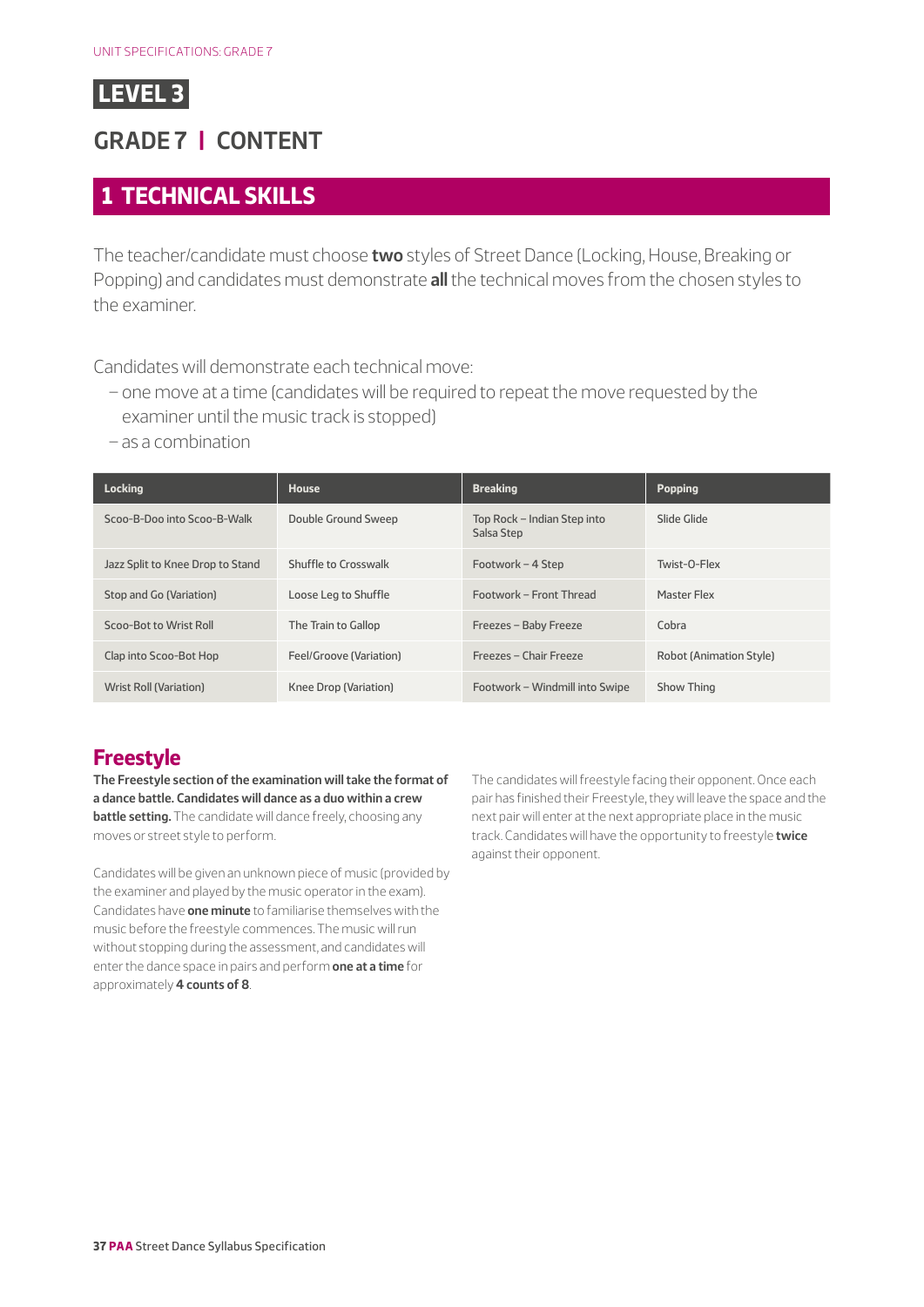UNIT SPECIFICATIONS: GRADE 7

# LEVEL 3

## GRADE 7 | CONTENT

## 1 TECHNICAL SKILLS

The teacher/candidate must choose **two** styles of Street Dance (Locking, House, Breaking or Popping) and candidates must demonstrate **all** the technical moves from the chosen styles to the examiner.

Candidates will demonstrate each technical move:

- one move at a time (candidates will be required to repeat the move requested by the examiner until the music track is stopped)
- as a combination

| Locking | House | Breaking | Popping |
|---|---|---|---|
| Scoo-B-Doo into Scoo-B-Walk | Double Ground Sweep | Top Rock – Indian Step into Salsa Step | Slide Glide |
| Jazz Split to Knee Drop to Stand | Shuffle to Crosswalk | Footwork – 4 Step | Twist-O-Flex |
| Stop and Go (Variation) | Loose Leg to Shuffle | Footwork – Front Thread | Master Flex |
| Scoo-Bot to Wrist Roll | The Train to Gallop | Freezes – Baby Freeze | Cobra |
| Clap into Scoo-Bot Hop | Feel/Groove (Variation) | Freezes – Chair Freeze | Robot (Animation Style) |
| Wrist Roll (Variation) | Knee Drop (Variation) | Footwork – Windmill into Swipe | Show Thing |

### Freestyle

**The Freestyle section of the examination will take the format of a dance battle. Candidates will dance as a duo within a crew battle setting.** The candidate will dance freely, choosing any moves or street style to perform.

Candidates will be given an unknown piece of music (provided by the examiner and played by the music operator in the exam). Candidates have **one minute** to familiarise themselves with the music before the freestyle commences. The music will run without stopping during the assessment, and candidates will enter the dance space in pairs and perform **one at a time** for approximately **4 counts of 8**.

The candidates will freestyle facing their opponent. Once each pair has finished their Freestyle, they will leave the space and the next pair will enter at the next appropriate place in the music track. Candidates will have the opportunity to freestyle **twice** against their opponent.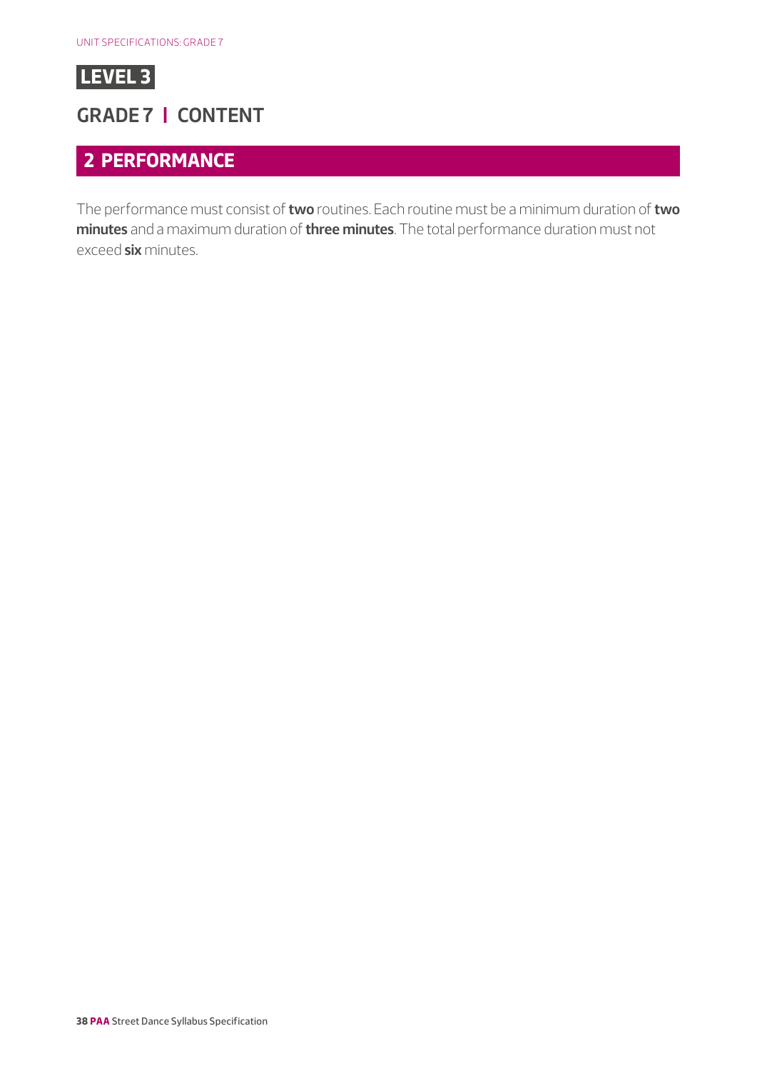**LEVEL 3**

## GRADE 7 | CONTENT

### 2 PERFORMANCE

The performance must consist of **two** routines. Each routine must be a minimum duration of **two minutes** and a maximum duration of **three minutes**. The total performance duration must not exceed **six** minutes.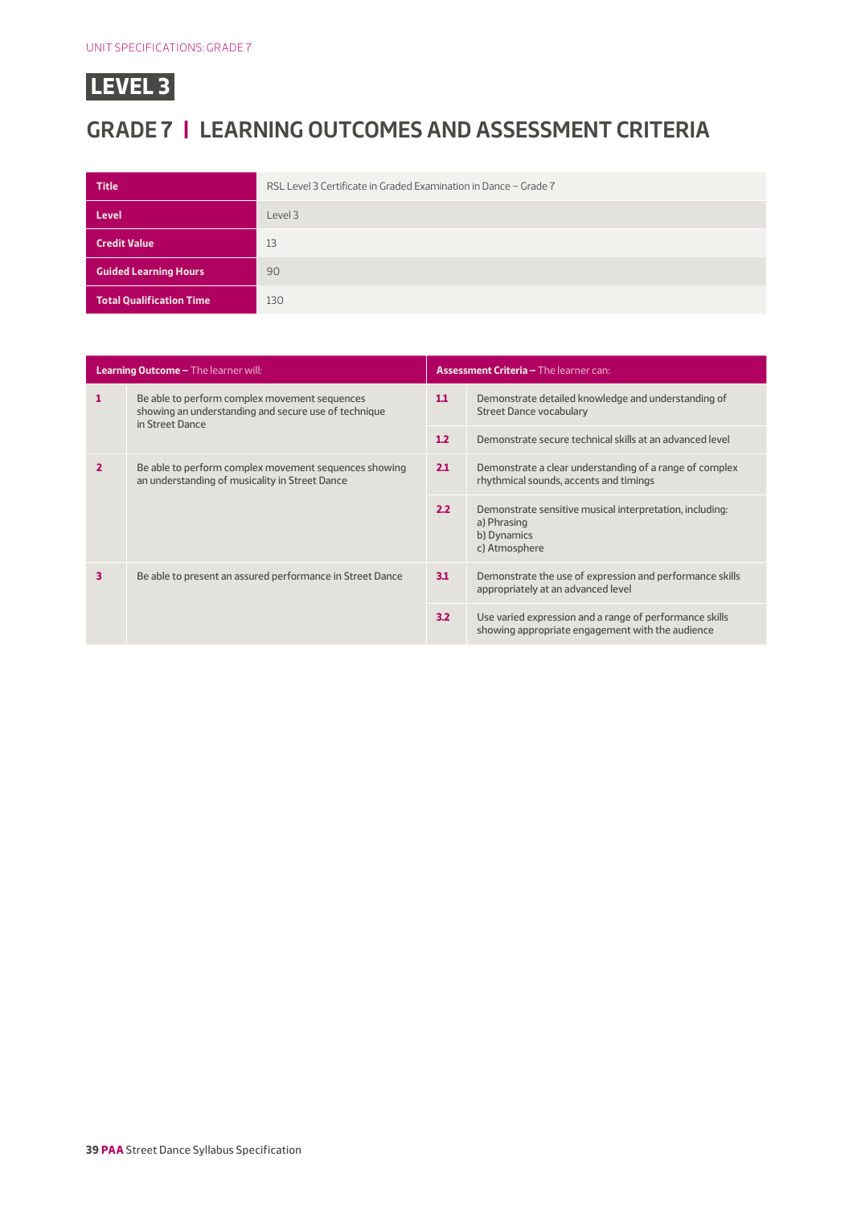# LEVEL 3

## GRADE 7 | LEARNING OUTCOMES AND ASSESSMENT CRITERIA

| | |
|---|---|
| **Title** | RSL Level 3 Certificate in Graded Examination in Dance – Grade 7 |
| **Level** | Level 3 |
| **Credit Value** | 13 |
| **Guided Learning Hours** | 90 |
| **Total Qualification Time** | 130 |

| **Learning Outcome –** The learner will: | | **Assessment Criteria –** The learner can: | |
|---|---|---|---|
| **1** | Be able to perform complex movement sequences showing an understanding and secure use of technique in Street Dance | **1.1** | Demonstrate detailed knowledge and understanding of Street Dance vocabulary |
| | | **1.2** | Demonstrate secure technical skills at an advanced level |
| **2** | Be able to perform complex movement sequences showing an understanding of musicality in Street Dance | **2.1** | Demonstrate a clear understanding of a range of complex rhythmical sounds, accents and timings |
| | | **2.2** | Demonstrate sensitive musical interpretation, including:<br>a) Phrasing<br>b) Dynamics<br>c) Atmosphere |
| **3** | Be able to present an assured performance in Street Dance | **3.1** | Demonstrate the use of expression and performance skills appropriately at an advanced level |
| | | **3.2** | Use varied expression and a range of performance skills showing appropriate engagement with the audience |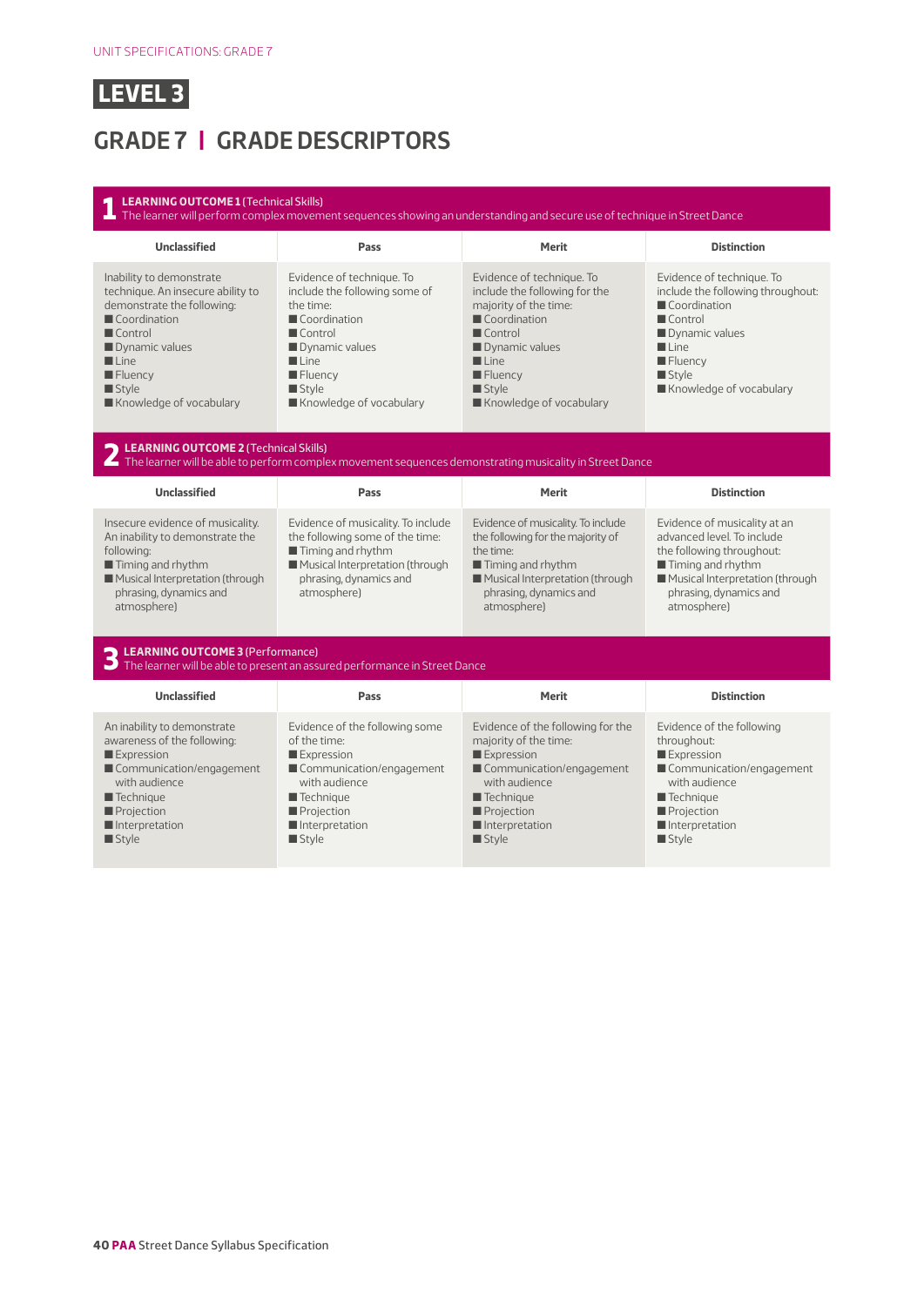# LEVEL 3

## GRADE 7 | GRADE DESCRIPTORS

### 1 LEARNING OUTCOME 1 (Technical Skills)

The learner will perform complex movement sequences showing an understanding and secure use of technique in Street Dance

| Unclassified | Pass | Merit | Distinction |
|---|---|---|---|
| Inability to demonstrate technique. An insecure ability to demonstrate the following:<br>■ Coordination<br>■ Control<br>■ Dynamic values<br>■ Line<br>■ Fluency<br>■ Style<br>■ Knowledge of vocabulary | Evidence of technique. To include the following some of the time:<br>■ Coordination<br>■ Control<br>■ Dynamic values<br>■ Line<br>■ Fluency<br>■ Style<br>■ Knowledge of vocabulary | Evidence of technique. To include the following for the majority of the time:<br>■ Coordination<br>■ Control<br>■ Dynamic values<br>■ Line<br>■ Fluency<br>■ Style<br>■ Knowledge of vocabulary | Evidence of technique. To include the following throughout:<br>■ Coordination<br>■ Control<br>■ Dynamic values<br>■ Line<br>■ Fluency<br>■ Style<br>■ Knowledge of vocabulary |

### 2 LEARNING OUTCOME 2 (Technical Skills)

The learner will be able to perform complex movement sequences demonstrating musicality in Street Dance

| Unclassified | Pass | Merit | Distinction |
|---|---|---|---|
| Insecure evidence of musicality. An inability to demonstrate the following:<br>■ Timing and rhythm<br>■ Musical Interpretation (through phrasing, dynamics and atmosphere) | Evidence of musicality. To include the following some of the time:<br>■ Timing and rhythm<br>■ Musical Interpretation (through phrasing, dynamics and atmosphere) | Evidence of musicality. To include the following for the majority of the time:<br>■ Timing and rhythm<br>■ Musical Interpretation (through phrasing, dynamics and atmosphere) | Evidence of musicality at an advanced level. To include the following throughout:<br>■ Timing and rhythm<br>■ Musical Interpretation (through phrasing, dynamics and atmosphere) |

### 3 LEARNING OUTCOME 3 (Performance)

The learner will be able to present an assured performance in Street Dance

| Unclassified | Pass | Merit | Distinction |
|---|---|---|---|
| An inability to demonstrate awareness of the following:<br>■ Expression<br>■ Communication/engagement with audience<br>■ Technique<br>■ Projection<br>■ Interpretation<br>■ Style | Evidence of the following some of the time:<br>■ Expression<br>■ Communication/engagement with audience<br>■ Technique<br>■ Projection<br>■ Interpretation<br>■ Style | Evidence of the following for the majority of the time:<br>■ Expression<br>■ Communication/engagement with audience<br>■ Technique<br>■ Projection<br>■ Interpretation<br>■ Style | Evidence of the following throughout:<br>■ Expression<br>■ Communication/engagement with audience<br>■ Technique<br>■ Projection<br>■ Interpretation<br>■ Style |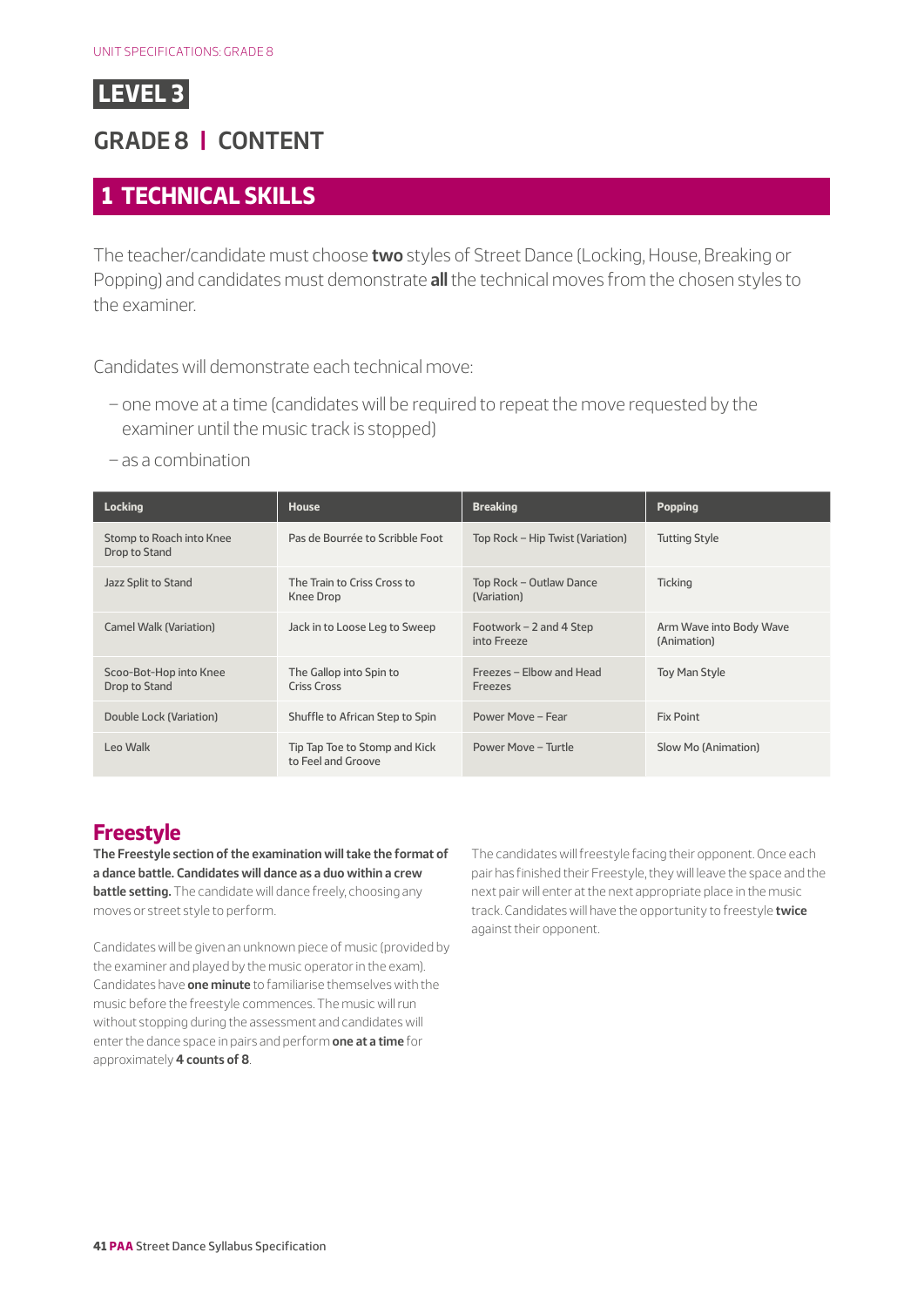# LEVEL 3

## GRADE 8 | CONTENT

## 1 TECHNICAL SKILLS

The teacher/candidate must choose **two** styles of Street Dance (Locking, House, Breaking or Popping) and candidates must demonstrate **all** the technical moves from the chosen styles to the examiner.

Candidates will demonstrate each technical move:

- one move at a time (candidates will be required to repeat the move requested by the examiner until the music track is stopped)
- as a combination

| Locking | House | Breaking | Popping |
|---|---|---|---|
| Stomp to Roach into Knee Drop to Stand | Pas de Bourrée to Scribble Foot | Top Rock – Hip Twist (Variation) | Tutting Style |
| Jazz Split to Stand | The Train to Criss Cross to Knee Drop | Top Rock – Outlaw Dance (Variation) | Ticking |
| Camel Walk (Variation) | Jack in to Loose Leg to Sweep | Footwork – 2 and 4 Step into Freeze | Arm Wave into Body Wave (Animation) |
| Scoo-Bot-Hop into Knee Drop to Stand | The Gallop into Spin to Criss Cross | Freezes – Elbow and Head Freezes | Toy Man Style |
| Double Lock (Variation) | Shuffle to African Step to Spin | Power Move – Fear | Fix Point |
| Leo Walk | Tip Tap Toe to Stomp and Kick to Feel and Groove | Power Move – Turtle | Slow Mo (Animation) |

### Freestyle

**The Freestyle section of the examination will take the format of a dance battle. Candidates will dance as a duo within a crew battle setting.** The candidate will dance freely, choosing any moves or street style to perform.

Candidates will be given an unknown piece of music (provided by the examiner and played by the music operator in the exam). Candidates have **one minute** to familiarise themselves with the music before the freestyle commences. The music will run without stopping during the assessment and candidates will enter the dance space in pairs and perform **one at a time** for approximately **4 counts of 8**.

The candidates will freestyle facing their opponent. Once each pair has finished their Freestyle, they will leave the space and the next pair will enter at the next appropriate place in the music track. Candidates will have the opportunity to freestyle **twice** against their opponent.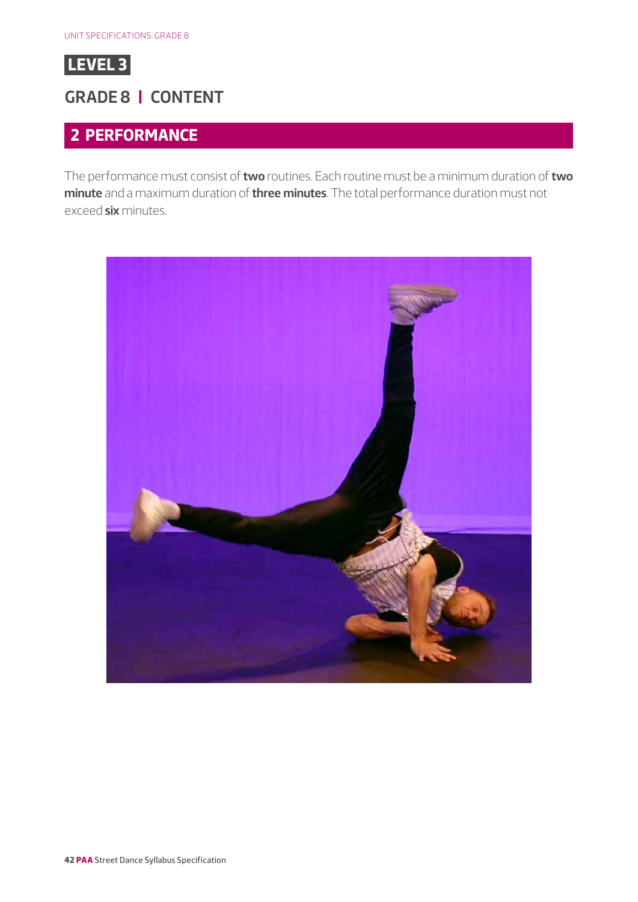# LEVEL 3

## GRADE 8 | CONTENT

### 2 PERFORMANCE

The performance must consist of **two** routines. Each routine must be a minimum duration of **two minute** and a maximum duration of **three minutes**. The total performance duration must not exceed **six** minutes.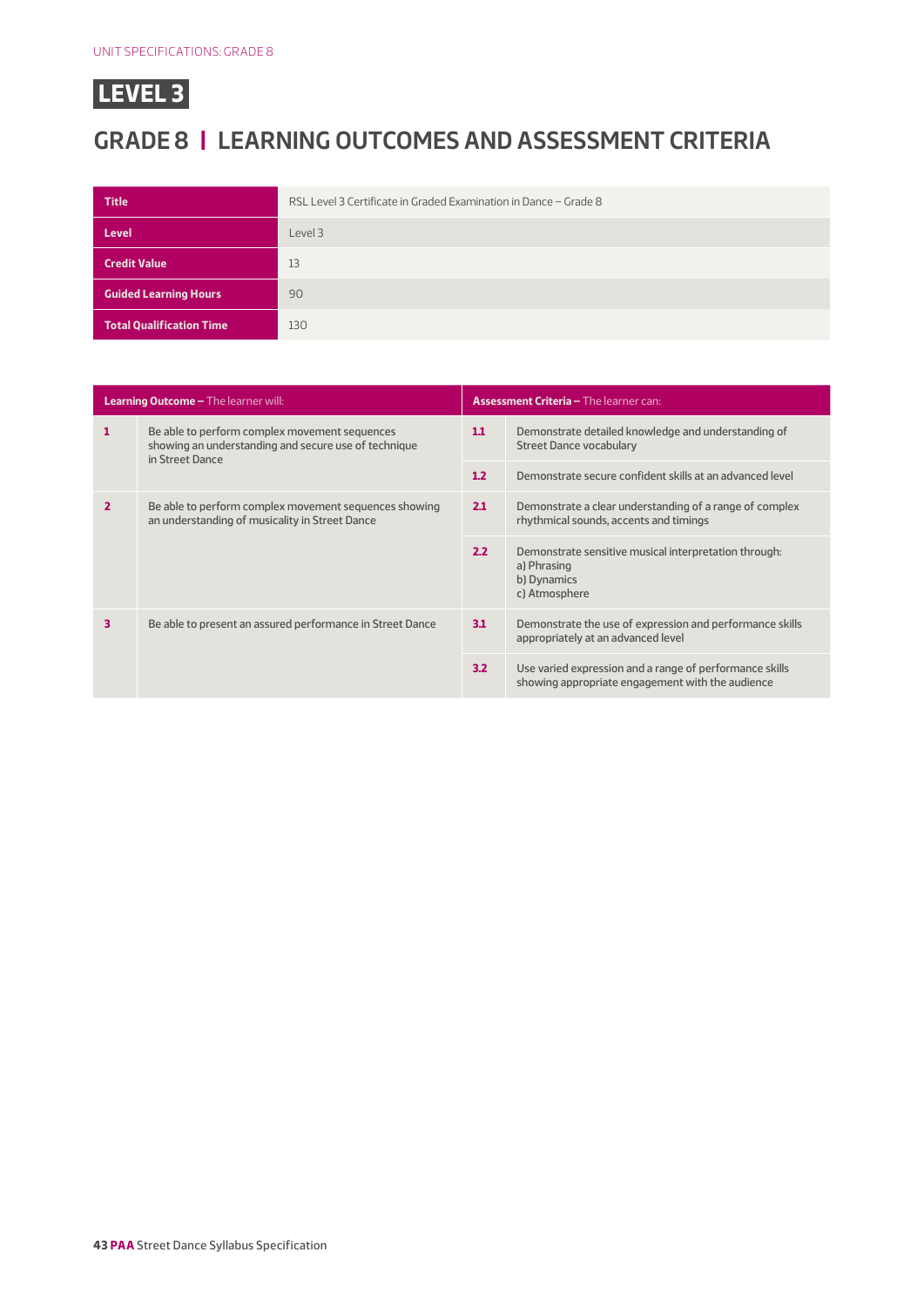# LEVEL 3

## GRADE 8 | LEARNING OUTCOMES AND ASSESSMENT CRITERIA

| | |
|---|---|
| **Title** | RSL Level 3 Certificate in Graded Examination in Dance – Grade 8 |
| **Level** | Level 3 |
| **Credit Value** | 13 |
| **Guided Learning Hours** | 90 |
| **Total Qualification Time** | 130 |

| **Learning Outcome –** The learner will: | | **Assessment Criteria –** The learner can: | |
|---|---|---|---|
| **1** | Be able to perform complex movement sequences showing an understanding and secure use of technique in Street Dance | **1.1** | Demonstrate detailed knowledge and understanding of Street Dance vocabulary |
| | | **1.2** | Demonstrate secure confident skills at an advanced level |
| **2** | Be able to perform complex movement sequences showing an understanding of musicality in Street Dance | **2.1** | Demonstrate a clear understanding of a range of complex rhythmical sounds, accents and timings |
| | | **2.2** | Demonstrate sensitive musical interpretation through:<br>a) Phrasing<br>b) Dynamics<br>c) Atmosphere |
| **3** | Be able to present an assured performance in Street Dance | **3.1** | Demonstrate the use of expression and performance skills appropriately at an advanced level |
| | | **3.2** | Use varied expression and a range of performance skills showing appropriate engagement with the audience |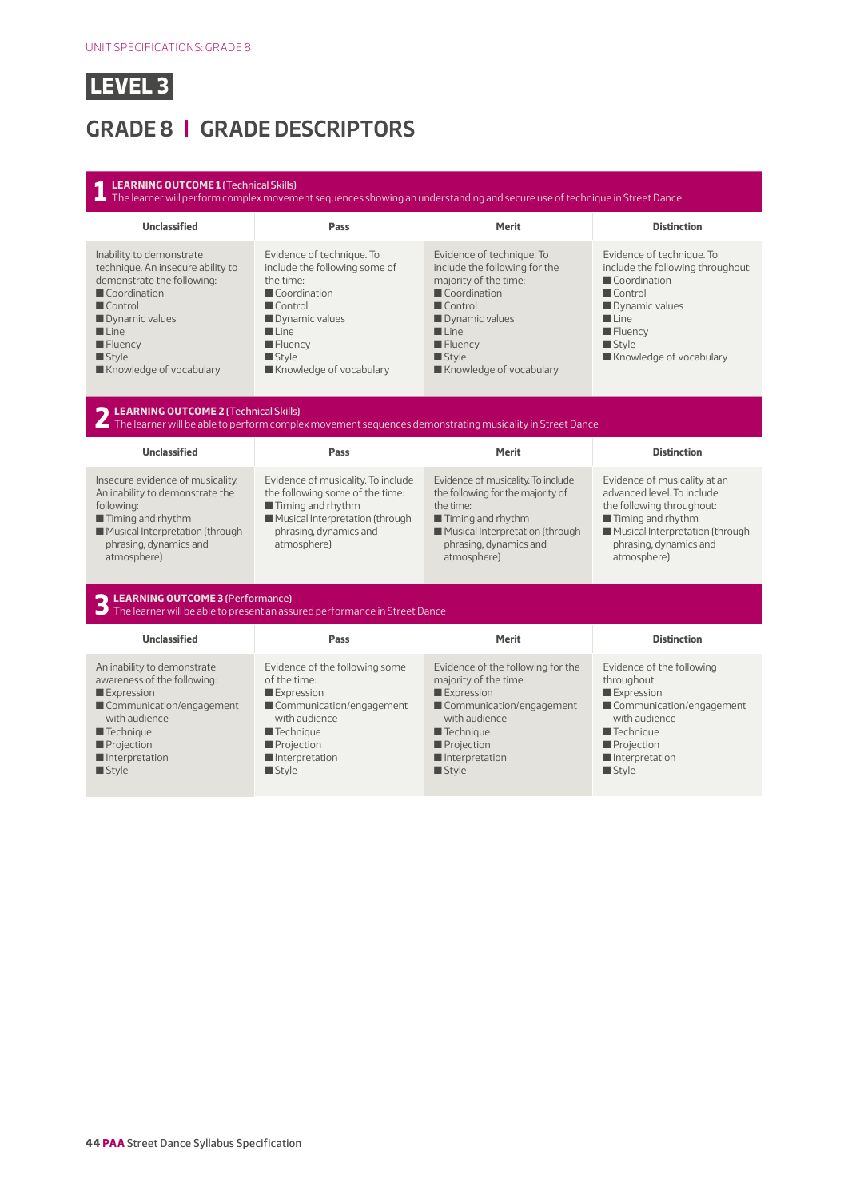# LEVEL 3

## GRADE 8 | GRADE DESCRIPTORS

**1 LEARNING OUTCOME 1** (Technical Skills)
The learner will perform complex movement sequences showing an understanding and secure use of technique in Street Dance

| Unclassified | Pass | Merit | Distinction |
|---|---|---|---|
| Inability to demonstrate technique. An insecure ability to demonstrate the following:<br>■ Coordination<br>■ Control<br>■ Dynamic values<br>■ Line<br>■ Fluency<br>■ Style<br>■ Knowledge of vocabulary | Evidence of technique. To include the following some of the time:<br>■ Coordination<br>■ Control<br>■ Dynamic values<br>■ Line<br>■ Fluency<br>■ Style<br>■ Knowledge of vocabulary | Evidence of technique. To include the following for the majority of the time:<br>■ Coordination<br>■ Control<br>■ Dynamic values<br>■ Line<br>■ Fluency<br>■ Style<br>■ Knowledge of vocabulary | Evidence of technique. To include the following throughout:<br>■ Coordination<br>■ Control<br>■ Dynamic values<br>■ Line<br>■ Fluency<br>■ Style<br>■ Knowledge of vocabulary |

**2 LEARNING OUTCOME 2** (Technical Skills)
The learner will be able to perform complex movement sequences demonstrating musicality in Street Dance

| Unclassified | Pass | Merit | Distinction |
|---|---|---|---|
| Insecure evidence of musicality. An inability to demonstrate the following:<br>■ Timing and rhythm<br>■ Musical Interpretation (through phrasing, dynamics and atmosphere) | Evidence of musicality. To include the following some of the time:<br>■ Timing and rhythm<br>■ Musical Interpretation (through phrasing, dynamics and atmosphere) | Evidence of musicality. To include the following for the majority of the time:<br>■ Timing and rhythm<br>■ Musical Interpretation (through phrasing, dynamics and atmosphere) | Evidence of musicality at an advanced level. To include the following throughout:<br>■ Timing and rhythm<br>■ Musical Interpretation (through phrasing, dynamics and atmosphere) |

**3 LEARNING OUTCOME 3** (Performance)
The learner will be able to present an assured performance in Street Dance

| Unclassified | Pass | Merit | Distinction |
|---|---|---|---|
| An inability to demonstrate awareness of the following:<br>■ Expression<br>■ Communication/engagement with audience<br>■ Technique<br>■ Projection<br>■ Interpretation<br>■ Style | Evidence of the following some of the time:<br>■ Expression<br>■ Communication/engagement with audience<br>■ Technique<br>■ Projection<br>■ Interpretation<br>■ Style | Evidence of the following for the majority of the time:<br>■ Expression<br>■ Communication/engagement with audience<br>■ Technique<br>■ Projection<br>■ Interpretation<br>■ Style | Evidence of the following throughout:<br>■ Expression<br>■ Communication/engagement with audience<br>■ Technique<br>■ Projection<br>■ Interpretation<br>■ Style |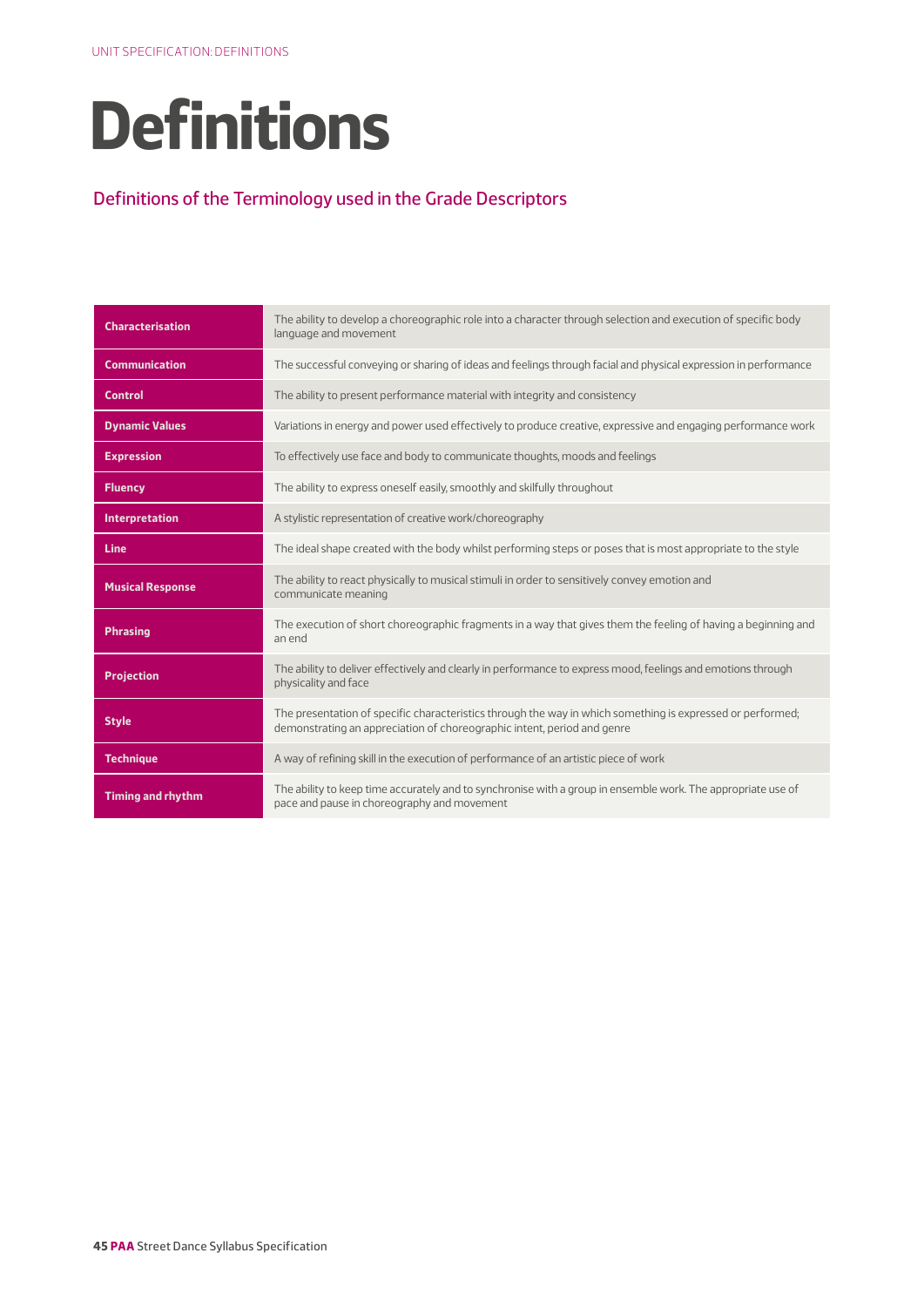# Definitions

## Definitions of the Terminology used in the Grade Descriptors

| | |
|---|---|
| **Characterisation** | The ability to develop a choreographic role into a character through selection and execution of specific body language and movement |
| **Communication** | The successful conveying or sharing of ideas and feelings through facial and physical expression in performance |
| **Control** | The ability to present performance material with integrity and consistency |
| **Dynamic Values** | Variations in energy and power used effectively to produce creative, expressive and engaging performance work |
| **Expression** | To effectively use face and body to communicate thoughts, moods and feelings |
| **Fluency** | The ability to express oneself easily, smoothly and skilfully throughout |
| **Interpretation** | A stylistic representation of creative work/choreography |
| **Line** | The ideal shape created with the body whilst performing steps or poses that is most appropriate to the style |
| **Musical Response** | The ability to react physically to musical stimuli in order to sensitively convey emotion and communicate meaning |
| **Phrasing** | The execution of short choreographic fragments in a way that gives them the feeling of having a beginning and an end |
| **Projection** | The ability to deliver effectively and clearly in performance to express mood, feelings and emotions through physicality and face |
| **Style** | The presentation of specific characteristics through the way in which something is expressed or performed; demonstrating an appreciation of choreographic intent, period and genre |
| **Technique** | A way of refining skill in the execution of performance of an artistic piece of work |
| **Timing and rhythm** | The ability to keep time accurately and to synchronise with a group in ensemble work. The appropriate use of pace and pause in choreography and movement |